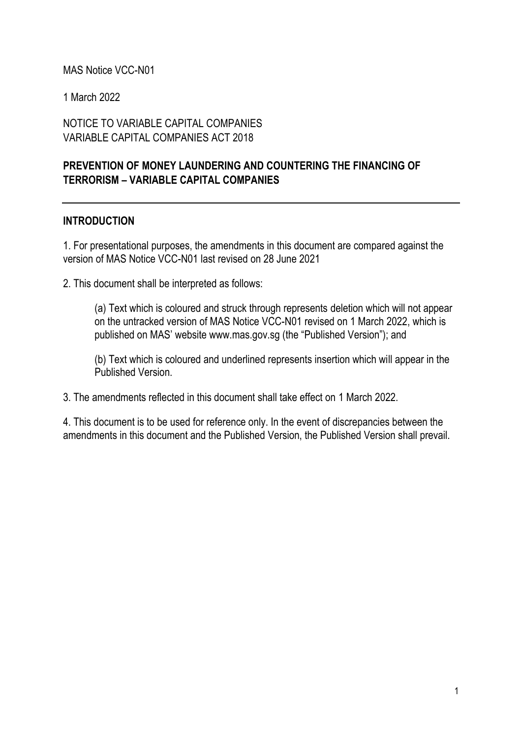MAS Notice VCC-N01

1 March 2022

NOTICE TO VARIABLE CAPITAL COMPANIES
VARIABLE CAPITAL COMPANIES ACT 2018

# PREVENTION OF MONEY LAUNDERING AND COUNTERING THE FINANCING OF TERRORISM – VARIABLE CAPITAL COMPANIES

---

## INTRODUCTION

1. For presentational purposes, the amendments in this document are compared against the version of MAS Notice VCC-N01 last revised on 28 June 2021

2. This document shall be interpreted as follows:

   (a) Text which is coloured and struck through represents deletion which will not appear on the untracked version of MAS Notice VCC-N01 revised on 1 March 2022, which is published on MAS' website www.mas.gov.sg (the "Published Version"); and

   (b) Text which is coloured and underlined represents insertion which will appear in the Published Version.

3. The amendments reflected in this document shall take effect on 1 March 2022.

4. This document is to be used for reference only. In the event of discrepancies between the amendments in this document and the Published Version, the Published Version shall prevail.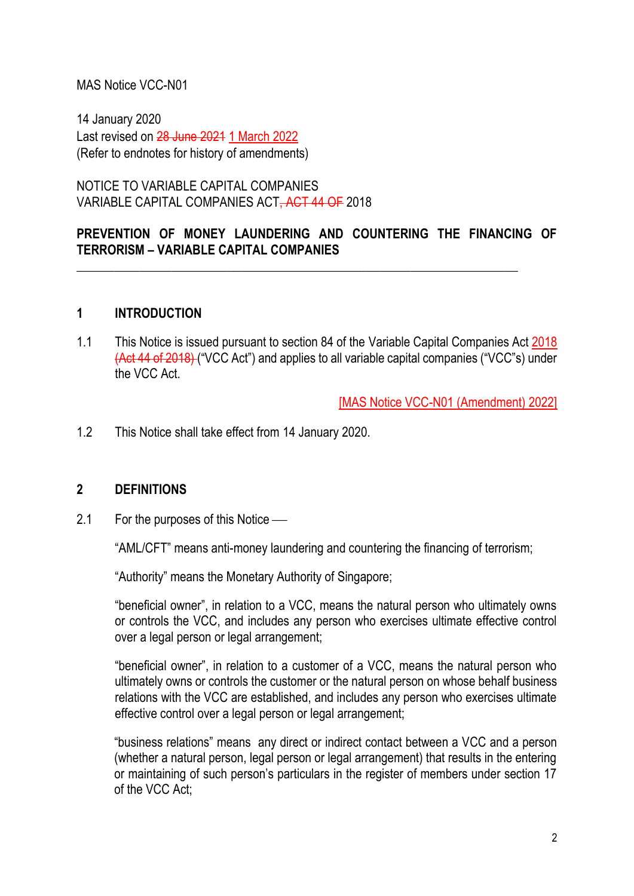MAS Notice VCC-N01

14 January 2020
Last revised on ~~28 June 2021~~ 1 March 2022
(Refer to endnotes for history of amendments)

NOTICE TO VARIABLE CAPITAL COMPANIES
VARIABLE CAPITAL COMPANIES ACT~~, ACT 44 OF~~ 2018

**PREVENTION OF MONEY LAUNDERING AND COUNTERING THE FINANCING OF TERRORISM – VARIABLE CAPITAL COMPANIES**

---

## 1 INTRODUCTION

1.1 This Notice is issued pursuant to section 84 of the Variable Capital Companies Act 2018 ~~(Act 44 of 2018)~~ ("VCC Act") and applies to all variable capital companies ("VCC"s) under the VCC Act.

[MAS Notice VCC-N01 (Amendment) 2022]

1.2 This Notice shall take effect from 14 January 2020.

## 2 DEFINITIONS

2.1 For the purposes of this Notice —

"AML/CFT" means anti-money laundering and countering the financing of terrorism;

"Authority" means the Monetary Authority of Singapore;

"beneficial owner", in relation to a VCC, means the natural person who ultimately owns or controls the VCC, and includes any person who exercises ultimate effective control over a legal person or legal arrangement;

"beneficial owner", in relation to a customer of a VCC, means the natural person who ultimately owns or controls the customer or the natural person on whose behalf business relations with the VCC are established, and includes any person who exercises ultimate effective control over a legal person or legal arrangement;

"business relations" means any direct or indirect contact between a VCC and a person (whether a natural person, legal person or legal arrangement) that results in the entering or maintaining of such person's particulars in the register of members under section 17 of the VCC Act;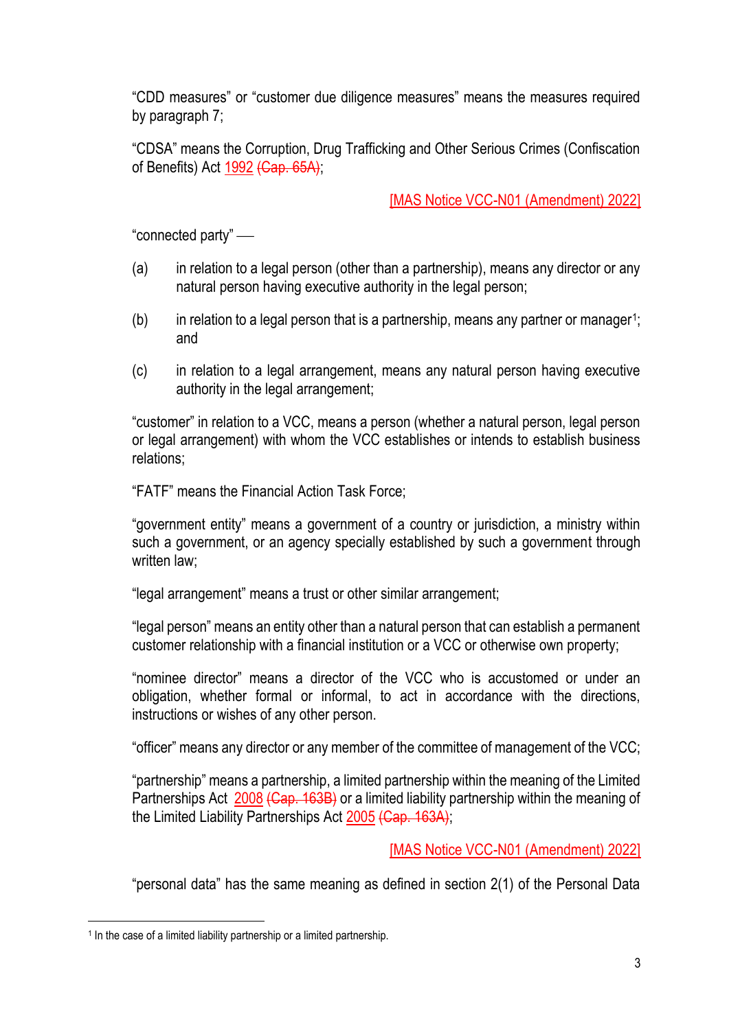"CDD measures" or "customer due diligence measures" means the measures required by paragraph 7;

"CDSA" means the Corruption, Drug Trafficking and Other Serious Crimes (Confiscation of Benefits) Act 1992 ~~(Cap. 65A)~~;

[MAS Notice VCC-N01 (Amendment) 2022]

"connected party" —

(a) in relation to a legal person (other than a partnership), means any director or any natural person having executive authority in the legal person;

(b) in relation to a legal person that is a partnership, means any partner or manager[1]; and

(c) in relation to a legal arrangement, means any natural person having executive authority in the legal arrangement;

"customer" in relation to a VCC, means a person (whether a natural person, legal person or legal arrangement) with whom the VCC establishes or intends to establish business relations;

"FATF" means the Financial Action Task Force;

"government entity" means a government of a country or jurisdiction, a ministry within such a government, or an agency specially established by such a government through written law;

"legal arrangement" means a trust or other similar arrangement;

"legal person" means an entity other than a natural person that can establish a permanent customer relationship with a financial institution or a VCC or otherwise own property;

"nominee director" means a director of the VCC who is accustomed or under an obligation, whether formal or informal, to act in accordance with the directions, instructions or wishes of any other person.

"officer" means any director or any member of the committee of management of the VCC;

"partnership" means a partnership, a limited partnership within the meaning of the Limited Partnerships Act 2008 ~~(Cap. 163B)~~ or a limited liability partnership within the meaning of the Limited Liability Partnerships Act 2005 ~~(Cap. 163A)~~;

[MAS Notice VCC-N01 (Amendment) 2022]

"personal data" has the same meaning as defined in section 2(1) of the Personal Data

---

[1] In the case of a limited liability partnership or a limited partnership.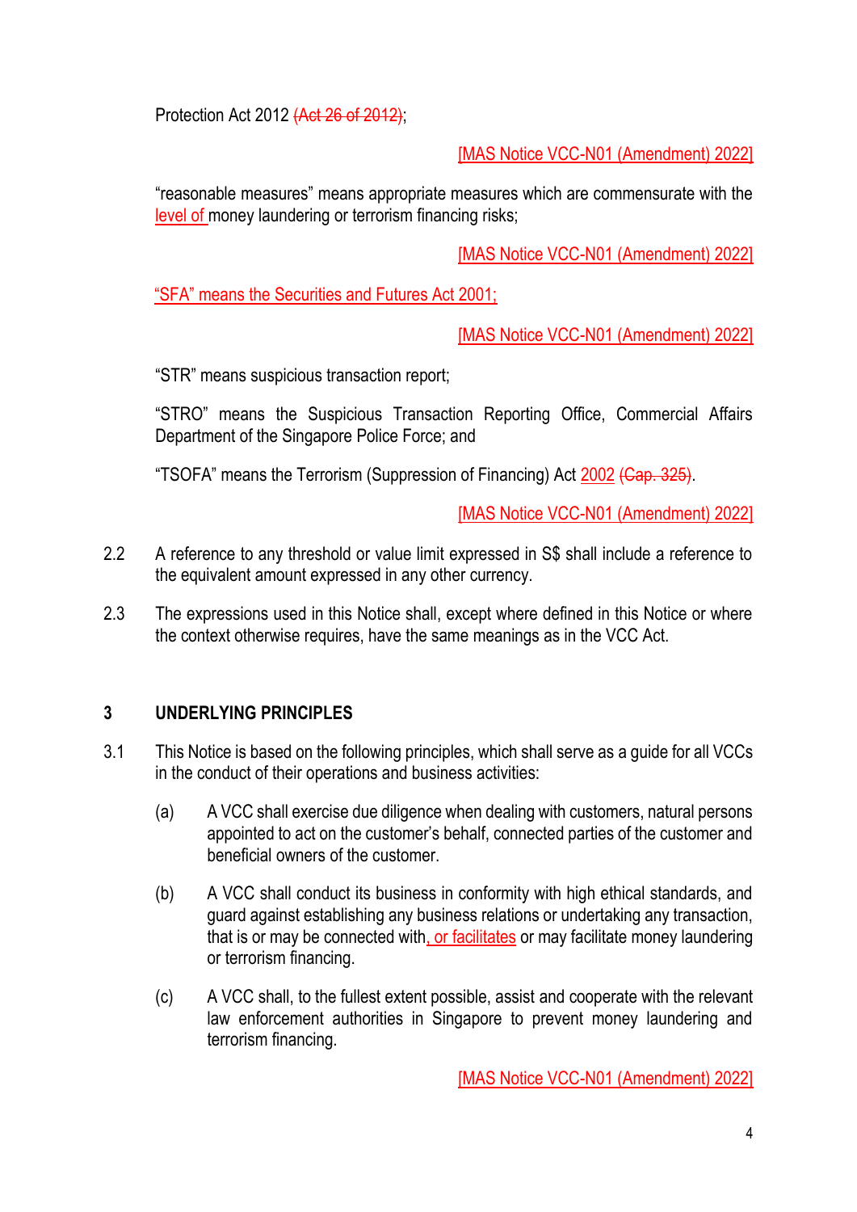Protection Act 2012 ~~(Act 26 of 2012)~~;

[MAS Notice VCC-N01 (Amendment) 2022]

"reasonable measures" means appropriate measures which are commensurate with the level of money laundering or terrorism financing risks;

[MAS Notice VCC-N01 (Amendment) 2022]

"SFA" means the Securities and Futures Act 2001;

[MAS Notice VCC-N01 (Amendment) 2022]

"STR" means suspicious transaction report;

"STRO" means the Suspicious Transaction Reporting Office, Commercial Affairs Department of the Singapore Police Force; and

"TSOFA" means the Terrorism (Suppression of Financing) Act 2002 ~~(Cap. 325)~~.

[MAS Notice VCC-N01 (Amendment) 2022]

2.2 A reference to any threshold or value limit expressed in S$ shall include a reference to the equivalent amount expressed in any other currency.

2.3 The expressions used in this Notice shall, except where defined in this Notice or where the context otherwise requires, have the same meanings as in the VCC Act.

## 3 UNDERLYING PRINCIPLES

3.1 This Notice is based on the following principles, which shall serve as a guide for all VCCs in the conduct of their operations and business activities:

(a) A VCC shall exercise due diligence when dealing with customers, natural persons appointed to act on the customer's behalf, connected parties of the customer and beneficial owners of the customer.

(b) A VCC shall conduct its business in conformity with high ethical standards, and guard against establishing any business relations or undertaking any transaction, that is or may be connected with, or facilitates or may facilitate money laundering or terrorism financing.

(c) A VCC shall, to the fullest extent possible, assist and cooperate with the relevant law enforcement authorities in Singapore to prevent money laundering and terrorism financing.

[MAS Notice VCC-N01 (Amendment) 2022]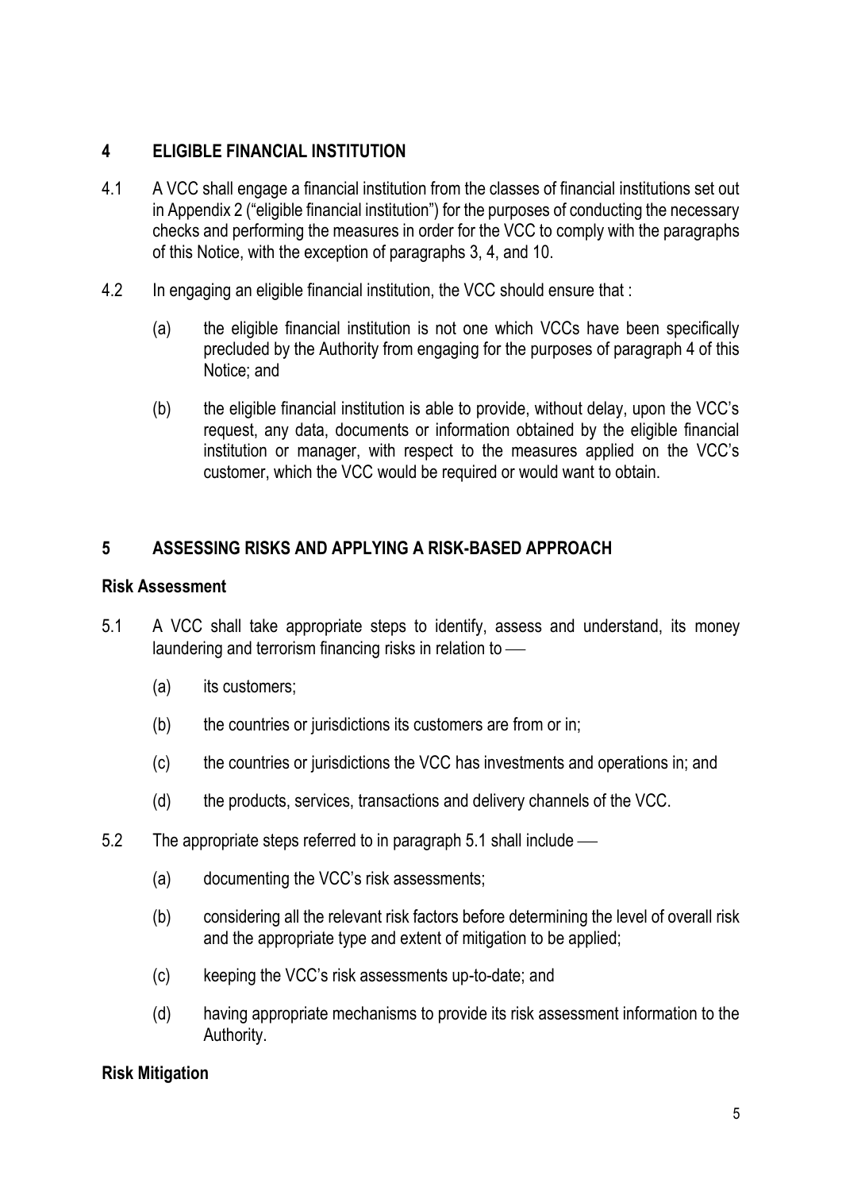## 4 ELIGIBLE FINANCIAL INSTITUTION

4.1 A VCC shall engage a financial institution from the classes of financial institutions set out in Appendix 2 ("eligible financial institution") for the purposes of conducting the necessary checks and performing the measures in order for the VCC to comply with the paragraphs of this Notice, with the exception of paragraphs 3, 4, and 10.

4.2 In engaging an eligible financial institution, the VCC should ensure that :

(a) the eligible financial institution is not one which VCCs have been specifically precluded by the Authority from engaging for the purposes of paragraph 4 of this Notice; and

(b) the eligible financial institution is able to provide, without delay, upon the VCC's request, any data, documents or information obtained by the eligible financial institution or manager, with respect to the measures applied on the VCC's customer, which the VCC would be required or would want to obtain.

## 5 ASSESSING RISKS AND APPLYING A RISK-BASED APPROACH

### Risk Assessment

5.1 A VCC shall take appropriate steps to identify, assess and understand, its money laundering and terrorism financing risks in relation to —

(a) its customers;

(b) the countries or jurisdictions its customers are from or in;

(c) the countries or jurisdictions the VCC has investments and operations in; and

(d) the products, services, transactions and delivery channels of the VCC.

5.2 The appropriate steps referred to in paragraph 5.1 shall include —

(a) documenting the VCC's risk assessments;

(b) considering all the relevant risk factors before determining the level of overall risk and the appropriate type and extent of mitigation to be applied;

(c) keeping the VCC's risk assessments up-to-date; and

(d) having appropriate mechanisms to provide its risk assessment information to the Authority.

### Risk Mitigation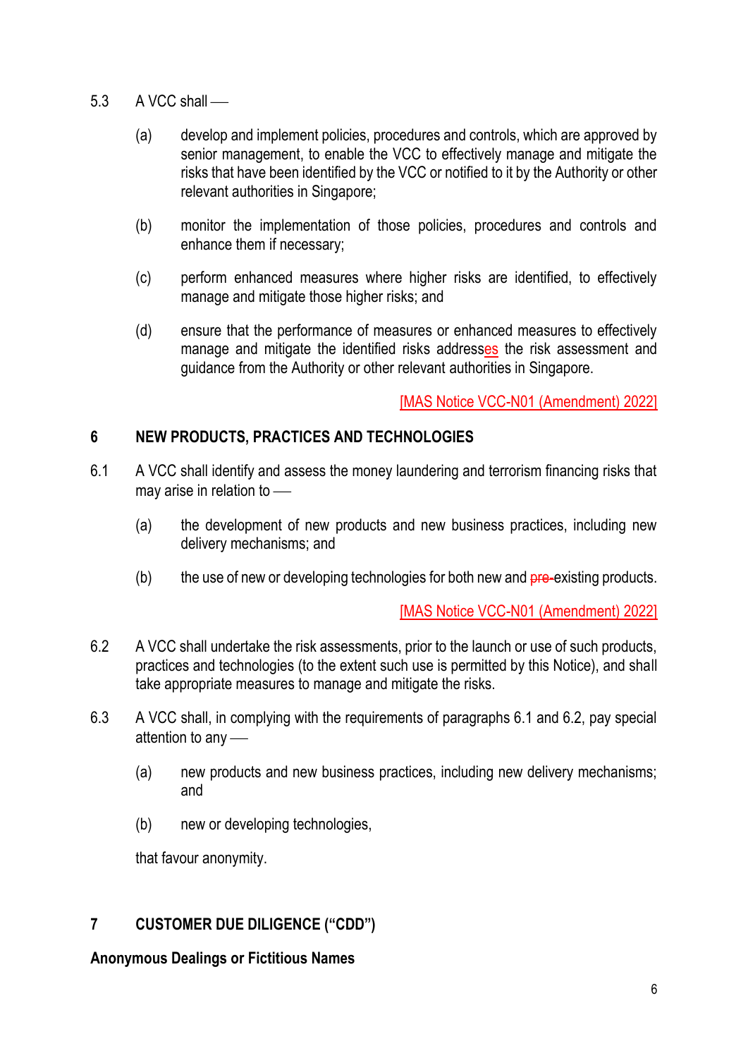5.3 A VCC shall —

(a) develop and implement policies, procedures and controls, which are approved by senior management, to enable the VCC to effectively manage and mitigate the risks that have been identified by the VCC or notified to it by the Authority or other relevant authorities in Singapore;

(b) monitor the implementation of those policies, procedures and controls and enhance them if necessary;

(c) perform enhanced measures where higher risks are identified, to effectively manage and mitigate those higher risks; and

(d) ensure that the performance of measures or enhanced measures to effectively manage and mitigate the identified risks addresses the risk assessment and guidance from the Authority or other relevant authorities in Singapore.

[MAS Notice VCC-N01 (Amendment) 2022]

## 6 NEW PRODUCTS, PRACTICES AND TECHNOLOGIES

6.1 A VCC shall identify and assess the money laundering and terrorism financing risks that may arise in relation to —

(a) the development of new products and new business practices, including new delivery mechanisms; and

(b) the use of new or developing technologies for both new and ~~pre-~~existing products.

[MAS Notice VCC-N01 (Amendment) 2022]

6.2 A VCC shall undertake the risk assessments, prior to the launch or use of such products, practices and technologies (to the extent such use is permitted by this Notice), and shall take appropriate measures to manage and mitigate the risks.

6.3 A VCC shall, in complying with the requirements of paragraphs 6.1 and 6.2, pay special attention to any —

(a) new products and new business practices, including new delivery mechanisms; and

(b) new or developing technologies,

that favour anonymity.

## 7 CUSTOMER DUE DILIGENCE ("CDD")

### Anonymous Dealings or Fictitious Names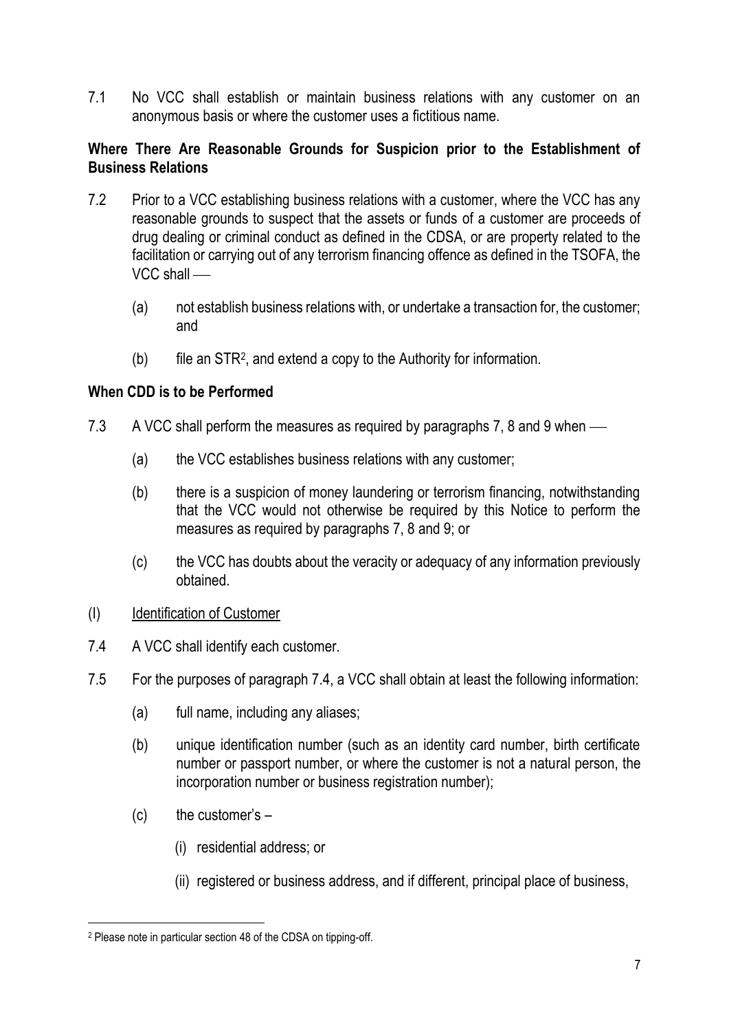7.1 No VCC shall establish or maintain business relations with any customer on an anonymous basis or where the customer uses a fictitious name.

**Where There Are Reasonable Grounds for Suspicion prior to the Establishment of Business Relations**

7.2 Prior to a VCC establishing business relations with a customer, where the VCC has any reasonable grounds to suspect that the assets or funds of a customer are proceeds of drug dealing or criminal conduct as defined in the CDSA, or are property related to the facilitation or carrying out of any terrorism financing offence as defined in the TSOFA, the VCC shall —

(a) not establish business relations with, or undertake a transaction for, the customer; and

(b) file an STR[2], and extend a copy to the Authority for information.

**When CDD is to be Performed**

7.3 A VCC shall perform the measures as required by paragraphs 7, 8 and 9 when —

(a) the VCC establishes business relations with any customer;

(b) there is a suspicion of money laundering or terrorism financing, notwithstanding that the VCC would not otherwise be required by this Notice to perform the measures as required by paragraphs 7, 8 and 9; or

(c) the VCC has doubts about the veracity or adequacy of any information previously obtained.

(I) <u>Identification of Customer</u>

7.4 A VCC shall identify each customer.

7.5 For the purposes of paragraph 7.4, a VCC shall obtain at least the following information:

(a) full name, including any aliases;

(b) unique identification number (such as an identity card number, birth certificate number or passport number, or where the customer is not a natural person, the incorporation number or business registration number);

(c) the customer's –

(i) residential address; or

(ii) registered or business address, and if different, principal place of business,

---

[2] Please note in particular section 48 of the CDSA on tipping-off.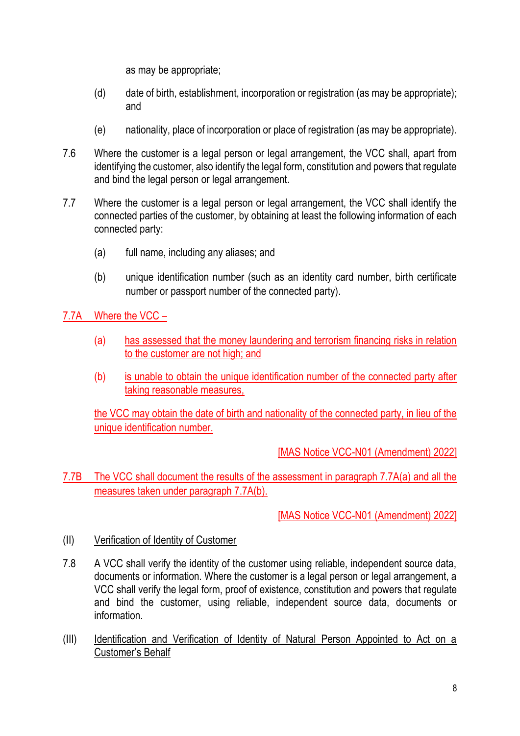as may be appropriate;

(d) date of birth, establishment, incorporation or registration (as may be appropriate); and

(e) nationality, place of incorporation or place of registration (as may be appropriate).

7.6 Where the customer is a legal person or legal arrangement, the VCC shall, apart from identifying the customer, also identify the legal form, constitution and powers that regulate and bind the legal person or legal arrangement.

7.7 Where the customer is a legal person or legal arrangement, the VCC shall identify the connected parties of the customer, by obtaining at least the following information of each connected party:

(a) full name, including any aliases; and

(b) unique identification number (such as an identity card number, birth certificate number or passport number of the connected party).

7.7A Where the VCC –

(a) has assessed that the money laundering and terrorism financing risks in relation to the customer are not high; and

(b) is unable to obtain the unique identification number of the connected party after taking reasonable measures,

the VCC may obtain the date of birth and nationality of the connected party, in lieu of the unique identification number.

[MAS Notice VCC-N01 (Amendment) 2022]

7.7B The VCC shall document the results of the assessment in paragraph 7.7A(a) and all the measures taken under paragraph 7.7A(b).

[MAS Notice VCC-N01 (Amendment) 2022]

(II) Verification of Identity of Customer

7.8 A VCC shall verify the identity of the customer using reliable, independent source data, documents or information. Where the customer is a legal person or legal arrangement, a VCC shall verify the legal form, proof of existence, constitution and powers that regulate and bind the customer, using reliable, independent source data, documents or information.

(III) Identification and Verification of Identity of Natural Person Appointed to Act on a Customer's Behalf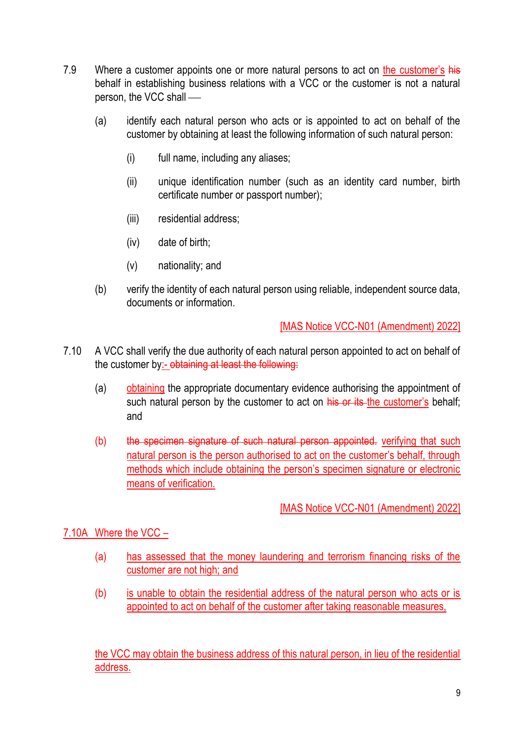7.9 Where a customer appoints one or more natural persons to act on the customer's ~~his~~ behalf in establishing business relations with a VCC or the customer is not a natural person, the VCC shall —

(a) identify each natural person who acts or is appointed to act on behalf of the customer by obtaining at least the following information of such natural person:

(i) full name, including any aliases;

(ii) unique identification number (such as an identity card number, birth certificate number or passport number);

(iii) residential address;

(iv) date of birth;

(v) nationality; and

(b) verify the identity of each natural person using reliable, independent source data, documents or information.

[MAS Notice VCC-N01 (Amendment) 2022]

7.10 A VCC shall verify the due authority of each natural person appointed to act on behalf of the customer by:- ~~obtaining at least the following:~~

(a) obtaining the appropriate documentary evidence authorising the appointment of such natural person by the customer to act on ~~his or its~~ the customer's behalf; and

(b) ~~the specimen signature of such natural person appointed.~~ verifying that such natural person is the person authorised to act on the customer's behalf, through methods which include obtaining the person's specimen signature or electronic means of verification.

[MAS Notice VCC-N01 (Amendment) 2022]

7.10A Where the VCC –

(a) has assessed that the money laundering and terrorism financing risks of the customer are not high; and

(b) is unable to obtain the residential address of the natural person who acts or is appointed to act on behalf of the customer after taking reasonable measures,

the VCC may obtain the business address of this natural person, in lieu of the residential address.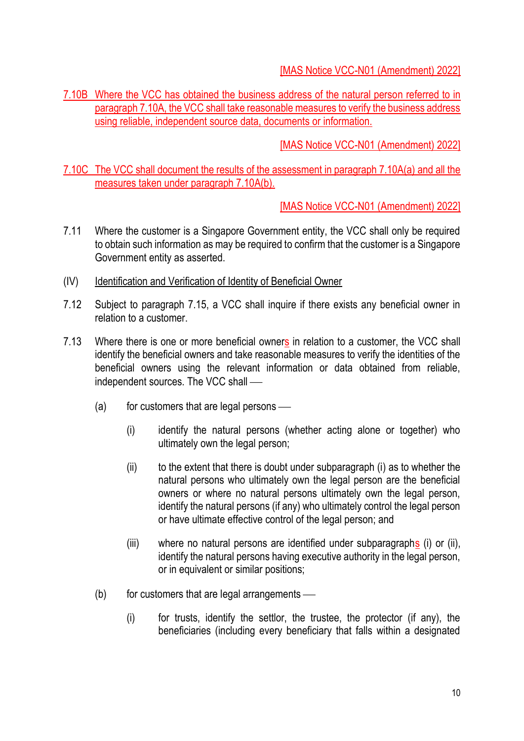[MAS Notice VCC-N01 (Amendment) 2022]

7.10B Where the VCC has obtained the business address of the natural person referred to in paragraph 7.10A, the VCC shall take reasonable measures to verify the business address using reliable, independent source data, documents or information.

[MAS Notice VCC-N01 (Amendment) 2022]

7.10C The VCC shall document the results of the assessment in paragraph 7.10A(a) and all the measures taken under paragraph 7.10A(b).

[MAS Notice VCC-N01 (Amendment) 2022]

7.11 Where the customer is a Singapore Government entity, the VCC shall only be required to obtain such information as may be required to confirm that the customer is a Singapore Government entity as asserted.

(IV) Identification and Verification of Identity of Beneficial Owner

7.12 Subject to paragraph 7.15, a VCC shall inquire if there exists any beneficial owner in relation to a customer.

7.13 Where there is one or more beneficial owners in relation to a customer, the VCC shall identify the beneficial owners and take reasonable measures to verify the identities of the beneficial owners using the relevant information or data obtained from reliable, independent sources. The VCC shall —

(a) for customers that are legal persons —

(i) identify the natural persons (whether acting alone or together) who ultimately own the legal person;

(ii) to the extent that there is doubt under subparagraph (i) as to whether the natural persons who ultimately own the legal person are the beneficial owners or where no natural persons ultimately own the legal person, identify the natural persons (if any) who ultimately control the legal person or have ultimate effective control of the legal person; and

(iii) where no natural persons are identified under subparagraphs (i) or (ii), identify the natural persons having executive authority in the legal person, or in equivalent or similar positions;

(b) for customers that are legal arrangements —

(i) for trusts, identify the settlor, the trustee, the protector (if any), the beneficiaries (including every beneficiary that falls within a designated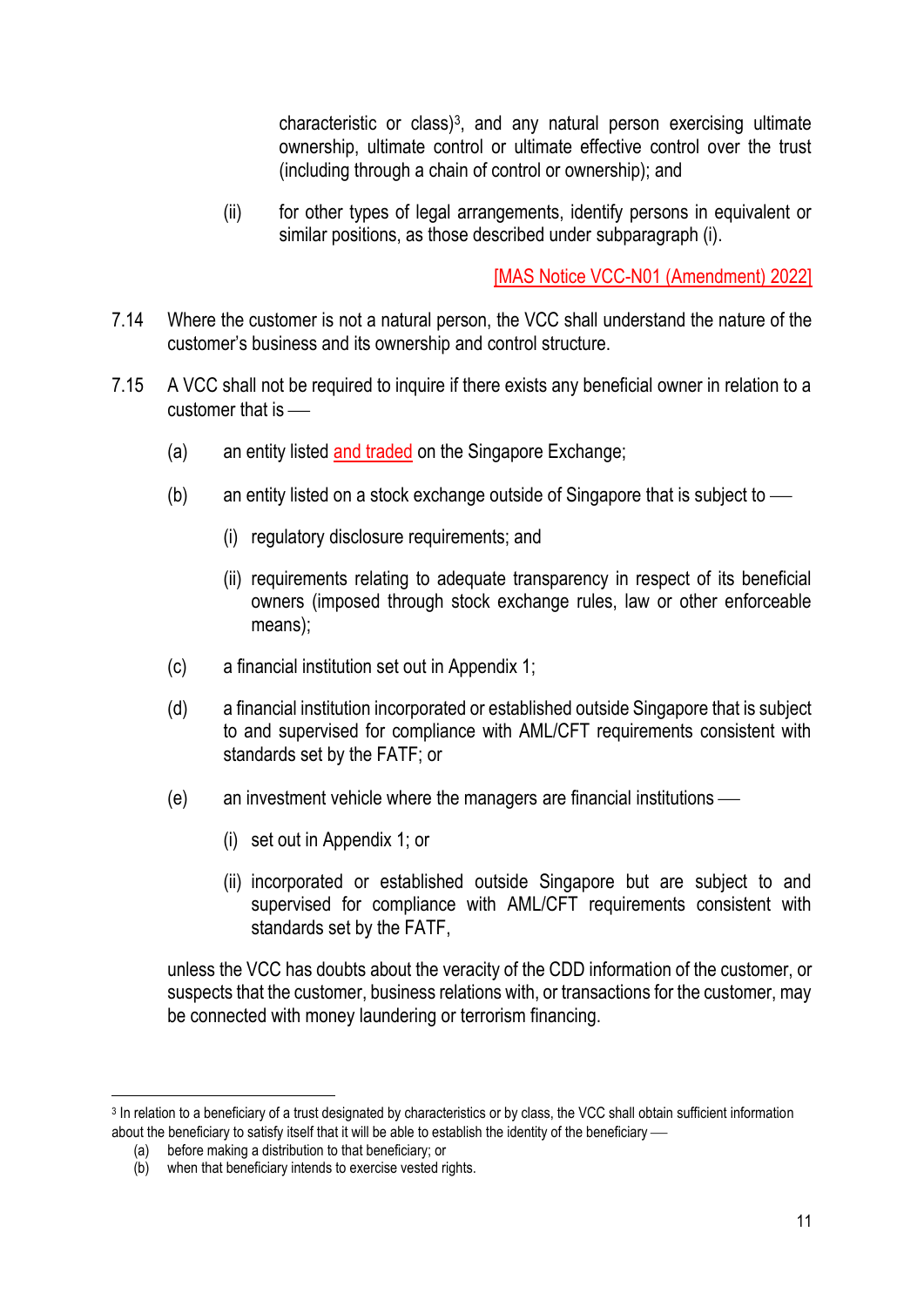characteristic or class)[3], and any natural person exercising ultimate ownership, ultimate control or ultimate effective control over the trust (including through a chain of control or ownership); and

(ii) for other types of legal arrangements, identify persons in equivalent or similar positions, as those described under subparagraph (i).

[MAS Notice VCC-N01 (Amendment) 2022]

7.14 Where the customer is not a natural person, the VCC shall understand the nature of the customer's business and its ownership and control structure.

7.15 A VCC shall not be required to inquire if there exists any beneficial owner in relation to a customer that is ―

(a) an entity listed and traded on the Singapore Exchange;

(b) an entity listed on a stock exchange outside of Singapore that is subject to ―

(i) regulatory disclosure requirements; and

(ii) requirements relating to adequate transparency in respect of its beneficial owners (imposed through stock exchange rules, law or other enforceable means);

(c) a financial institution set out in Appendix 1;

(d) a financial institution incorporated or established outside Singapore that is subject to and supervised for compliance with AML/CFT requirements consistent with standards set by the FATF; or

(e) an investment vehicle where the managers are financial institutions ―

(i) set out in Appendix 1; or

(ii) incorporated or established outside Singapore but are subject to and supervised for compliance with AML/CFT requirements consistent with standards set by the FATF,

unless the VCC has doubts about the veracity of the CDD information of the customer, or suspects that the customer, business relations with, or transactions for the customer, may be connected with money laundering or terrorism financing.

---

[3] In relation to a beneficiary of a trust designated by characteristics or by class, the VCC shall obtain sufficient information about the beneficiary to satisfy itself that it will be able to establish the identity of the beneficiary ―

(a) before making a distribution to that beneficiary; or

(b) when that beneficiary intends to exercise vested rights.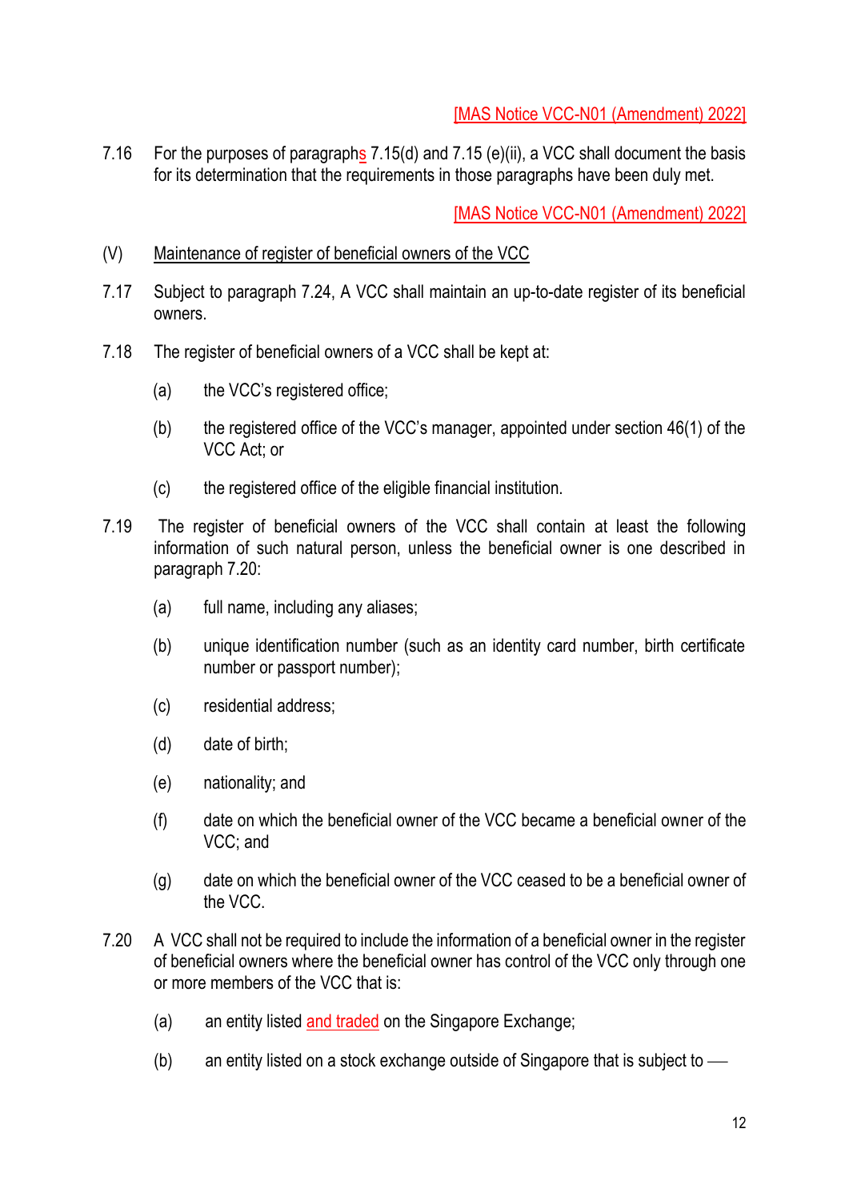[MAS Notice VCC-N01 (Amendment) 2022]

7.16 For the purposes of paragraphs 7.15(d) and 7.15 (e)(ii), a VCC shall document the basis for its determination that the requirements in those paragraphs have been duly met.

[MAS Notice VCC-N01 (Amendment) 2022]

(V) Maintenance of register of beneficial owners of the VCC

7.17 Subject to paragraph 7.24, A VCC shall maintain an up-to-date register of its beneficial owners.

7.18 The register of beneficial owners of a VCC shall be kept at:

(a) the VCC's registered office;

(b) the registered office of the VCC's manager, appointed under section 46(1) of the VCC Act; or

(c) the registered office of the eligible financial institution.

7.19 The register of beneficial owners of the VCC shall contain at least the following information of such natural person, unless the beneficial owner is one described in paragraph 7.20:

(a) full name, including any aliases;

(b) unique identification number (such as an identity card number, birth certificate number or passport number);

(c) residential address;

(d) date of birth;

(e) nationality; and

(f) date on which the beneficial owner of the VCC became a beneficial owner of the VCC; and

(g) date on which the beneficial owner of the VCC ceased to be a beneficial owner of the VCC.

7.20 A VCC shall not be required to include the information of a beneficial owner in the register of beneficial owners where the beneficial owner has control of the VCC only through one or more members of the VCC that is:

(a) an entity listed and traded on the Singapore Exchange;

(b) an entity listed on a stock exchange outside of Singapore that is subject to —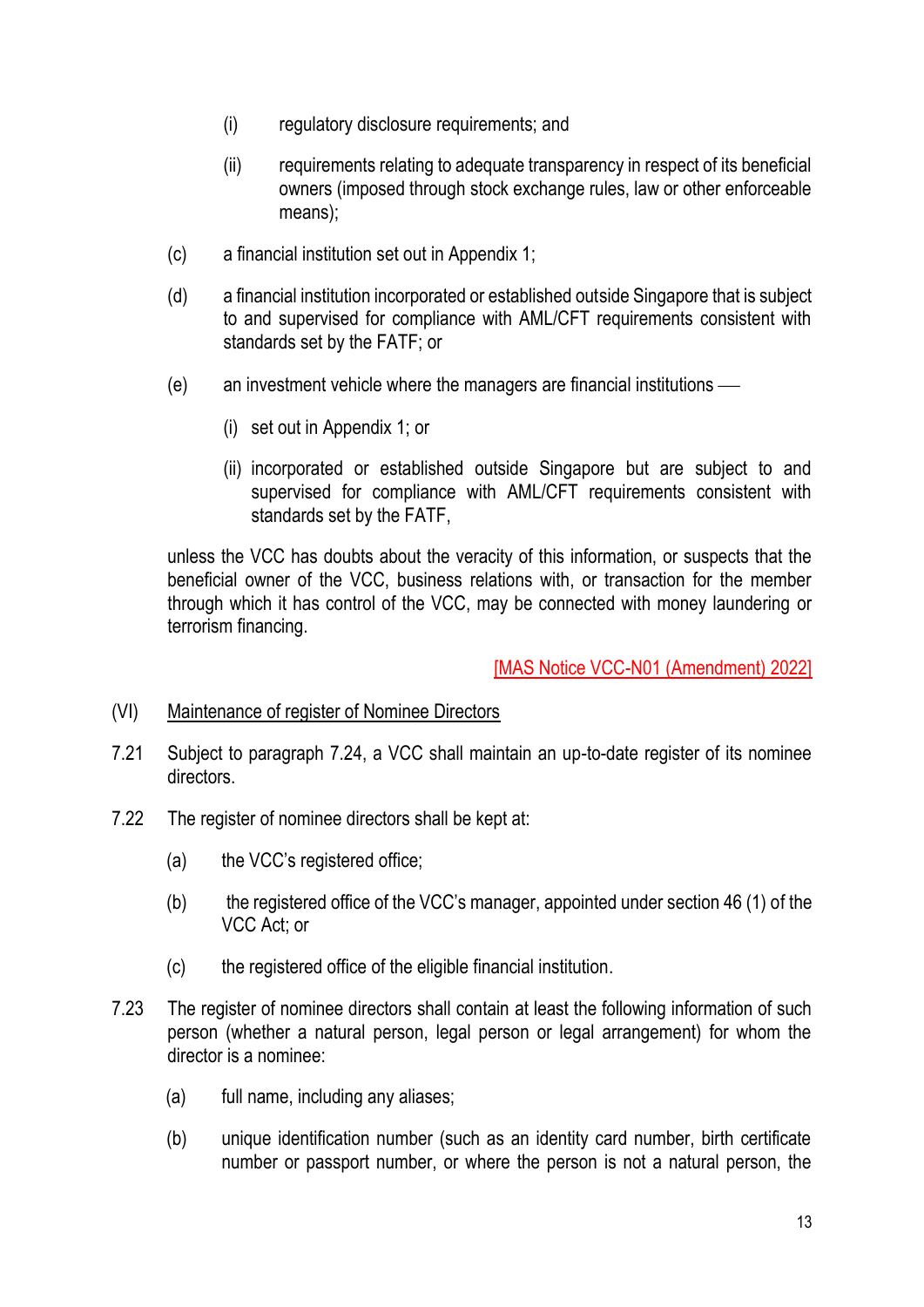(i) regulatory disclosure requirements; and

   (ii) requirements relating to adequate transparency in respect of its beneficial owners (imposed through stock exchange rules, law or other enforceable means);

(c) a financial institution set out in Appendix 1;

(d) a financial institution incorporated or established outside Singapore that is subject to and supervised for compliance with AML/CFT requirements consistent with standards set by the FATF; or

(e) an investment vehicle where the managers are financial institutions —

   (i) set out in Appendix 1; or

   (ii) incorporated or established outside Singapore but are subject to and supervised for compliance with AML/CFT requirements consistent with standards set by the FATF,

unless the VCC has doubts about the veracity of this information, or suspects that the beneficial owner of the VCC, business relations with, or transaction for the member through which it has control of the VCC, may be connected with money laundering or terrorism financing.

[MAS Notice VCC-N01 (Amendment) 2022]

(VI) Maintenance of register of Nominee Directors

7.21 Subject to paragraph 7.24, a VCC shall maintain an up-to-date register of its nominee directors.

7.22 The register of nominee directors shall be kept at:

(a) the VCC's registered office;

(b) the registered office of the VCC's manager, appointed under section 46 (1) of the VCC Act; or

(c) the registered office of the eligible financial institution.

7.23 The register of nominee directors shall contain at least the following information of such person (whether a natural person, legal person or legal arrangement) for whom the director is a nominee:

(a) full name, including any aliases;

(b) unique identification number (such as an identity card number, birth certificate number or passport number, or where the person is not a natural person, the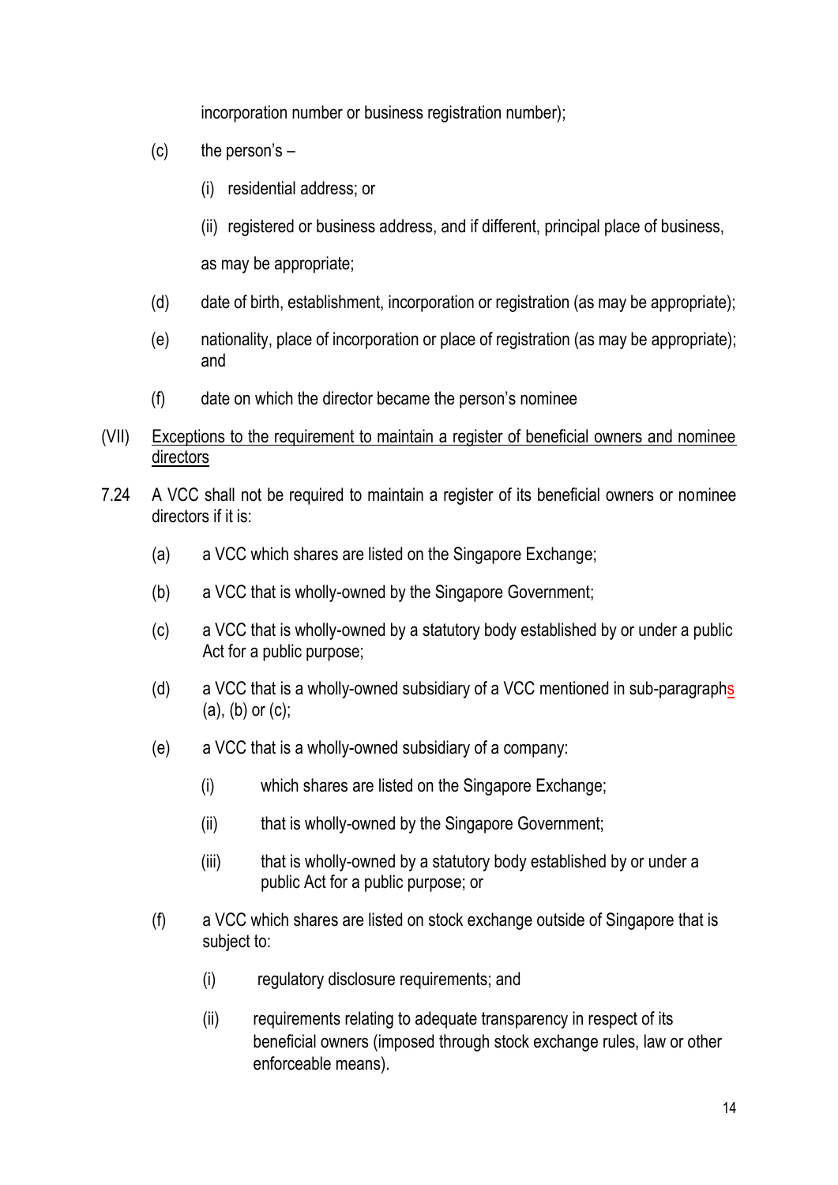incorporation number or business registration number);

(c) the person's –

(i) residential address; or

(ii) registered or business address, and if different, principal place of business,

as may be appropriate;

(d) date of birth, establishment, incorporation or registration (as may be appropriate);

(e) nationality, place of incorporation or place of registration (as may be appropriate); and

(f) date on which the director became the person's nominee

(VII) <u>Exceptions to the requirement to maintain a register of beneficial owners and nominee directors</u>

7.24 A VCC shall not be required to maintain a register of its beneficial owners or nominee directors if it is:

(a) a VCC which shares are listed on the Singapore Exchange;

(b) a VCC that is wholly-owned by the Singapore Government;

(c) a VCC that is wholly-owned by a statutory body established by or under a public Act for a public purpose;

(d) a VCC that is a wholly-owned subsidiary of a VCC mentioned in sub-paragraphs (a), (b) or (c);

(e) a VCC that is a wholly-owned subsidiary of a company:

(i) which shares are listed on the Singapore Exchange;

(ii) that is wholly-owned by the Singapore Government;

(iii) that is wholly-owned by a statutory body established by or under a public Act for a public purpose; or

(f) a VCC which shares are listed on stock exchange outside of Singapore that is subject to:

(i) regulatory disclosure requirements; and

(ii) requirements relating to adequate transparency in respect of its beneficial owners (imposed through stock exchange rules, law or other enforceable means).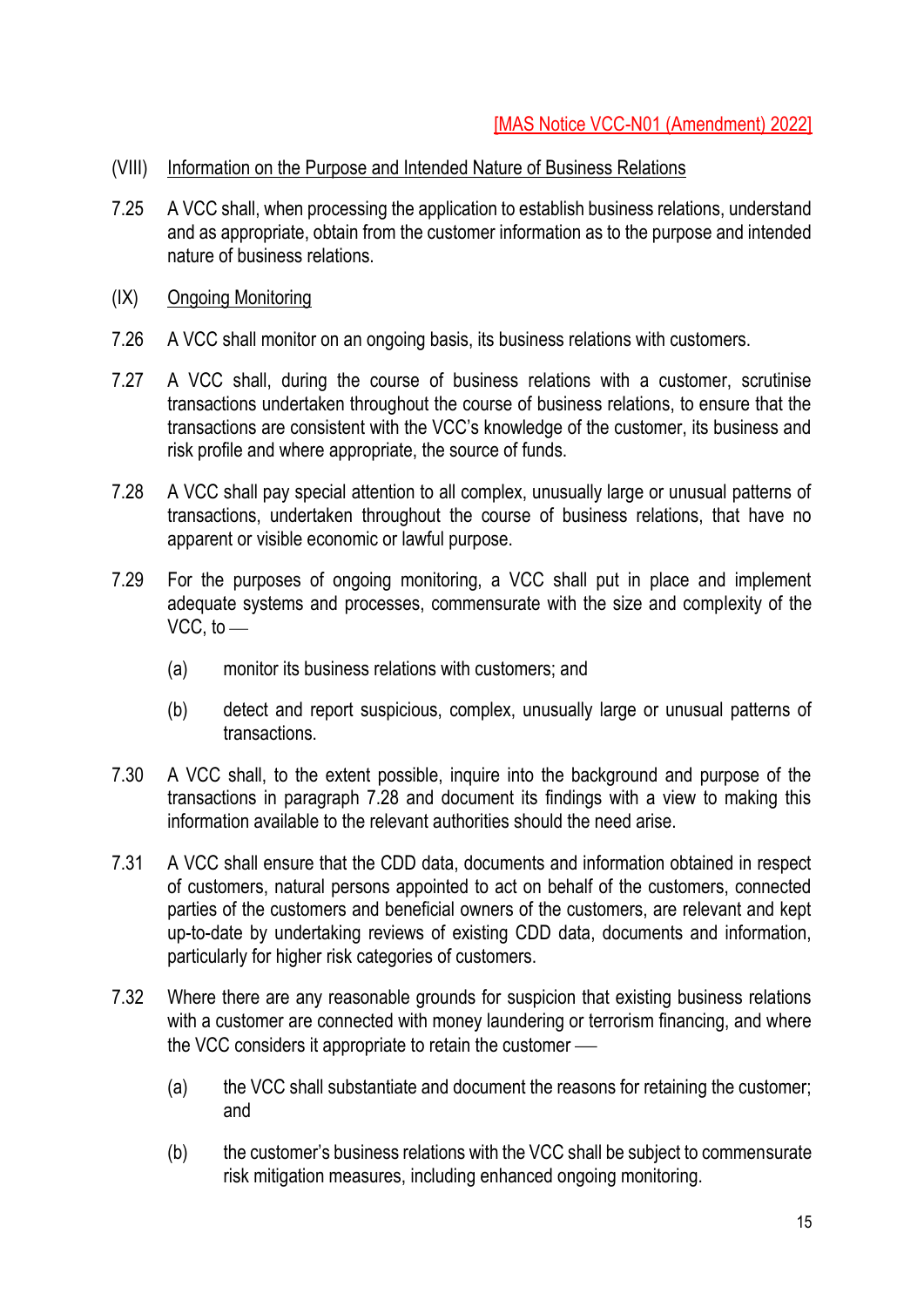[MAS Notice VCC-N01 (Amendment) 2022]

(VIII) Information on the Purpose and Intended Nature of Business Relations

7.25 A VCC shall, when processing the application to establish business relations, understand and as appropriate, obtain from the customer information as to the purpose and intended nature of business relations.

(IX) Ongoing Monitoring

7.26 A VCC shall monitor on an ongoing basis, its business relations with customers.

7.27 A VCC shall, during the course of business relations with a customer, scrutinise transactions undertaken throughout the course of business relations, to ensure that the transactions are consistent with the VCC's knowledge of the customer, its business and risk profile and where appropriate, the source of funds.

7.28 A VCC shall pay special attention to all complex, unusually large or unusual patterns of transactions, undertaken throughout the course of business relations, that have no apparent or visible economic or lawful purpose.

7.29 For the purposes of ongoing monitoring, a VCC shall put in place and implement adequate systems and processes, commensurate with the size and complexity of the VCC, to —

(a) monitor its business relations with customers; and

(b) detect and report suspicious, complex, unusually large or unusual patterns of transactions.

7.30 A VCC shall, to the extent possible, inquire into the background and purpose of the transactions in paragraph 7.28 and document its findings with a view to making this information available to the relevant authorities should the need arise.

7.31 A VCC shall ensure that the CDD data, documents and information obtained in respect of customers, natural persons appointed to act on behalf of the customers, connected parties of the customers and beneficial owners of the customers, are relevant and kept up-to-date by undertaking reviews of existing CDD data, documents and information, particularly for higher risk categories of customers.

7.32 Where there are any reasonable grounds for suspicion that existing business relations with a customer are connected with money laundering or terrorism financing, and where the VCC considers it appropriate to retain the customer —

(a) the VCC shall substantiate and document the reasons for retaining the customer; and

(b) the customer's business relations with the VCC shall be subject to commensurate risk mitigation measures, including enhanced ongoing monitoring.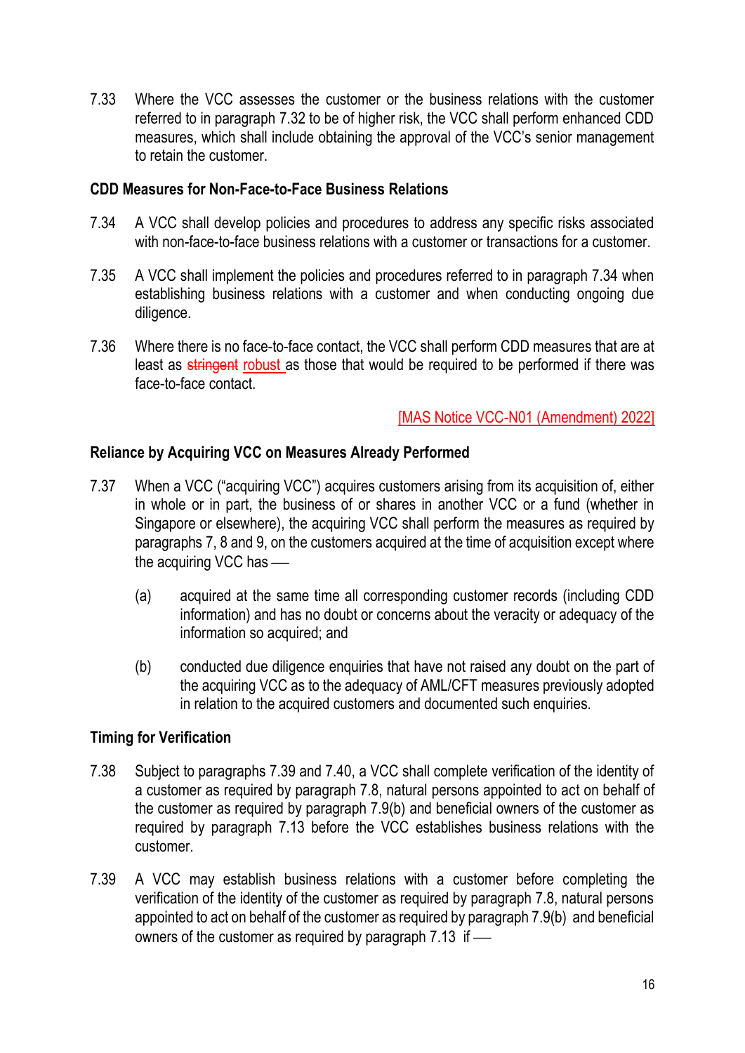7.33 Where the VCC assesses the customer or the business relations with the customer referred to in paragraph 7.32 to be of higher risk, the VCC shall perform enhanced CDD measures, which shall include obtaining the approval of the VCC's senior management to retain the customer.

**CDD Measures for Non-Face-to-Face Business Relations**

7.34 A VCC shall develop policies and procedures to address any specific risks associated with non-face-to-face business relations with a customer or transactions for a customer.

7.35 A VCC shall implement the policies and procedures referred to in paragraph 7.34 when establishing business relations with a customer and when conducting ongoing due diligence.

7.36 Where there is no face-to-face contact, the VCC shall perform CDD measures that are at least as ~~stringent~~ robust as those that would be required to be performed if there was face-to-face contact.

[MAS Notice VCC-N01 (Amendment) 2022]

**Reliance by Acquiring VCC on Measures Already Performed**

7.37 When a VCC ("acquiring VCC") acquires customers arising from its acquisition of, either in whole or in part, the business of or shares in another VCC or a fund (whether in Singapore or elsewhere), the acquiring VCC shall perform the measures as required by paragraphs 7, 8 and 9, on the customers acquired at the time of acquisition except where the acquiring VCC has —

(a) acquired at the same time all corresponding customer records (including CDD information) and has no doubt or concerns about the veracity or adequacy of the information so acquired; and

(b) conducted due diligence enquiries that have not raised any doubt on the part of the acquiring VCC as to the adequacy of AML/CFT measures previously adopted in relation to the acquired customers and documented such enquiries.

**Timing for Verification**

7.38 Subject to paragraphs 7.39 and 7.40, a VCC shall complete verification of the identity of a customer as required by paragraph 7.8, natural persons appointed to act on behalf of the customer as required by paragraph 7.9(b) and beneficial owners of the customer as required by paragraph 7.13 before the VCC establishes business relations with the customer.

7.39 A VCC may establish business relations with a customer before completing the verification of the identity of the customer as required by paragraph 7.8, natural persons appointed to act on behalf of the customer as required by paragraph 7.9(b) and beneficial owners of the customer as required by paragraph 7.13 if —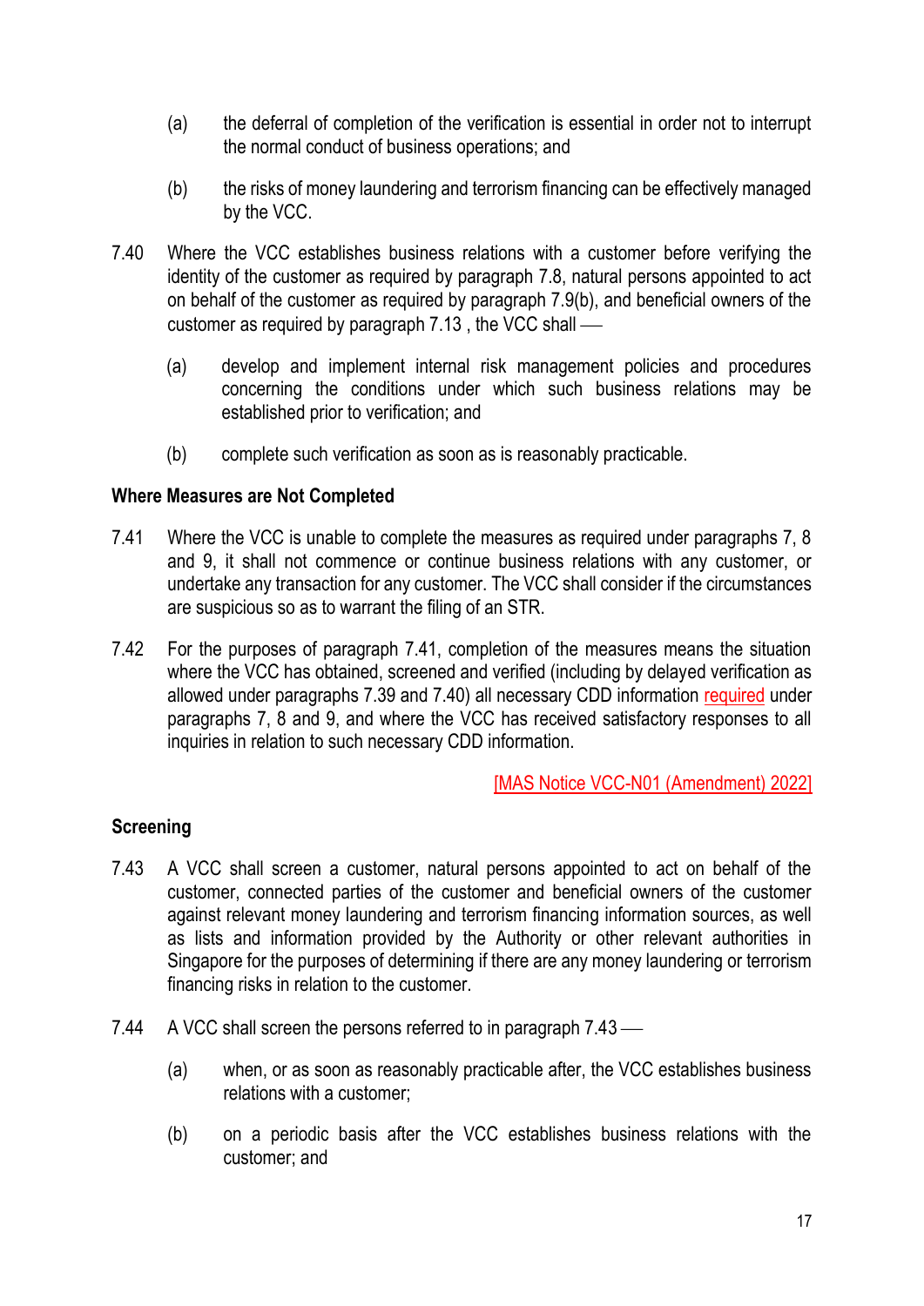(a) the deferral of completion of the verification is essential in order not to interrupt the normal conduct of business operations; and

(b) the risks of money laundering and terrorism financing can be effectively managed by the VCC.

7.40 Where the VCC establishes business relations with a customer before verifying the identity of the customer as required by paragraph 7.8, natural persons appointed to act on behalf of the customer as required by paragraph 7.9(b), and beneficial owners of the customer as required by paragraph 7.13 , the VCC shall —

(a) develop and implement internal risk management policies and procedures concerning the conditions under which such business relations may be established prior to verification; and

(b) complete such verification as soon as is reasonably practicable.

**Where Measures are Not Completed**

7.41 Where the VCC is unable to complete the measures as required under paragraphs 7, 8 and 9, it shall not commence or continue business relations with any customer, or undertake any transaction for any customer. The VCC shall consider if the circumstances are suspicious so as to warrant the filing of an STR.

7.42 For the purposes of paragraph 7.41, completion of the measures means the situation where the VCC has obtained, screened and verified (including by delayed verification as allowed under paragraphs 7.39 and 7.40) all necessary CDD information required under paragraphs 7, 8 and 9, and where the VCC has received satisfactory responses to all inquiries in relation to such necessary CDD information.

[MAS Notice VCC-N01 (Amendment) 2022]

**Screening**

7.43 A VCC shall screen a customer, natural persons appointed to act on behalf of the customer, connected parties of the customer and beneficial owners of the customer against relevant money laundering and terrorism financing information sources, as well as lists and information provided by the Authority or other relevant authorities in Singapore for the purposes of determining if there are any money laundering or terrorism financing risks in relation to the customer.

7.44 A VCC shall screen the persons referred to in paragraph 7.43 —

(a) when, or as soon as reasonably practicable after, the VCC establishes business relations with a customer;

(b) on a periodic basis after the VCC establishes business relations with the customer; and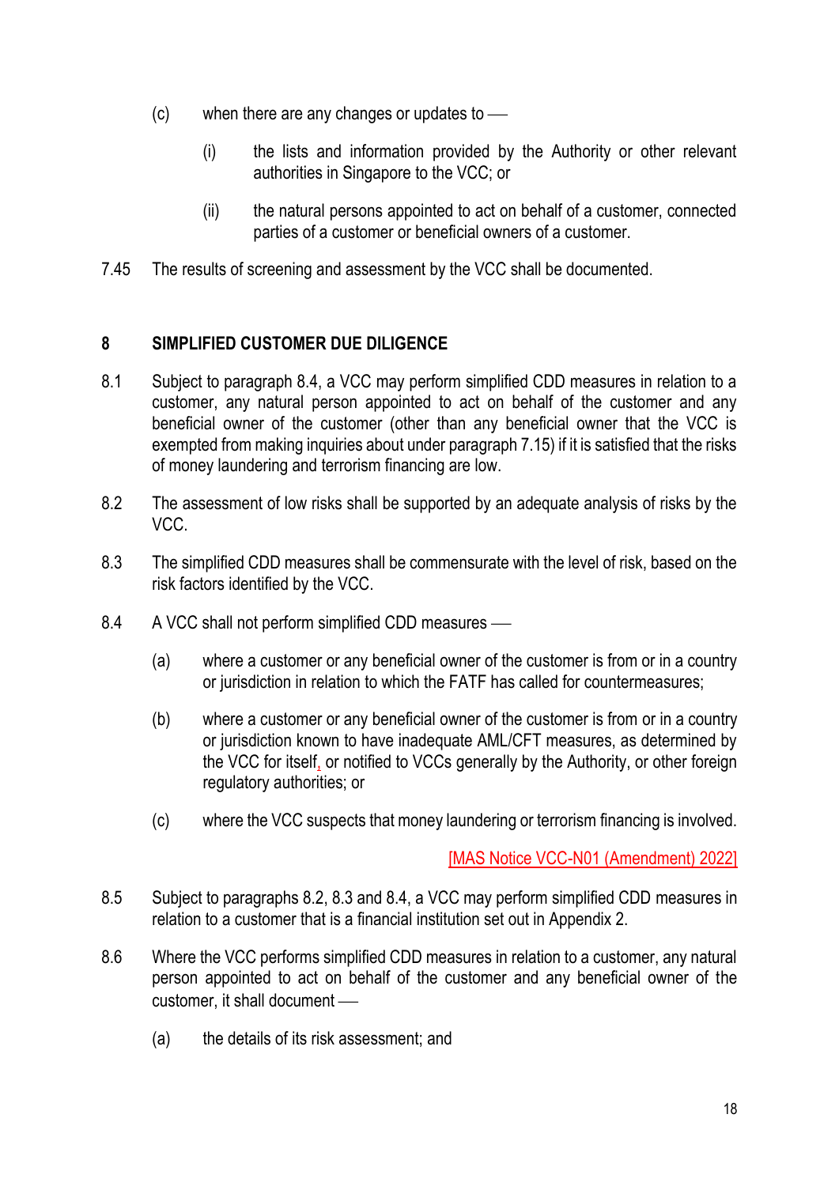(c) when there are any changes or updates to ―

(i) the lists and information provided by the Authority or other relevant authorities in Singapore to the VCC; or

(ii) the natural persons appointed to act on behalf of a customer, connected parties of a customer or beneficial owners of a customer.

7.45 The results of screening and assessment by the VCC shall be documented.

## 8 SIMPLIFIED CUSTOMER DUE DILIGENCE

8.1 Subject to paragraph 8.4, a VCC may perform simplified CDD measures in relation to a customer, any natural person appointed to act on behalf of the customer and any beneficial owner of the customer (other than any beneficial owner that the VCC is exempted from making inquiries about under paragraph 7.15) if it is satisfied that the risks of money laundering and terrorism financing are low.

8.2 The assessment of low risks shall be supported by an adequate analysis of risks by the VCC.

8.3 The simplified CDD measures shall be commensurate with the level of risk, based on the risk factors identified by the VCC.

8.4 A VCC shall not perform simplified CDD measures ―

(a) where a customer or any beneficial owner of the customer is from or in a country or jurisdiction in relation to which the FATF has called for countermeasures;

(b) where a customer or any beneficial owner of the customer is from or in a country or jurisdiction known to have inadequate AML/CFT measures, as determined by the VCC for itself, or notified to VCCs generally by the Authority, or other foreign regulatory authorities; or

(c) where the VCC suspects that money laundering or terrorism financing is involved.

[MAS Notice VCC-N01 (Amendment) 2022]

8.5 Subject to paragraphs 8.2, 8.3 and 8.4, a VCC may perform simplified CDD measures in relation to a customer that is a financial institution set out in Appendix 2.

8.6 Where the VCC performs simplified CDD measures in relation to a customer, any natural person appointed to act on behalf of the customer and any beneficial owner of the customer, it shall document ―

(a) the details of its risk assessment; and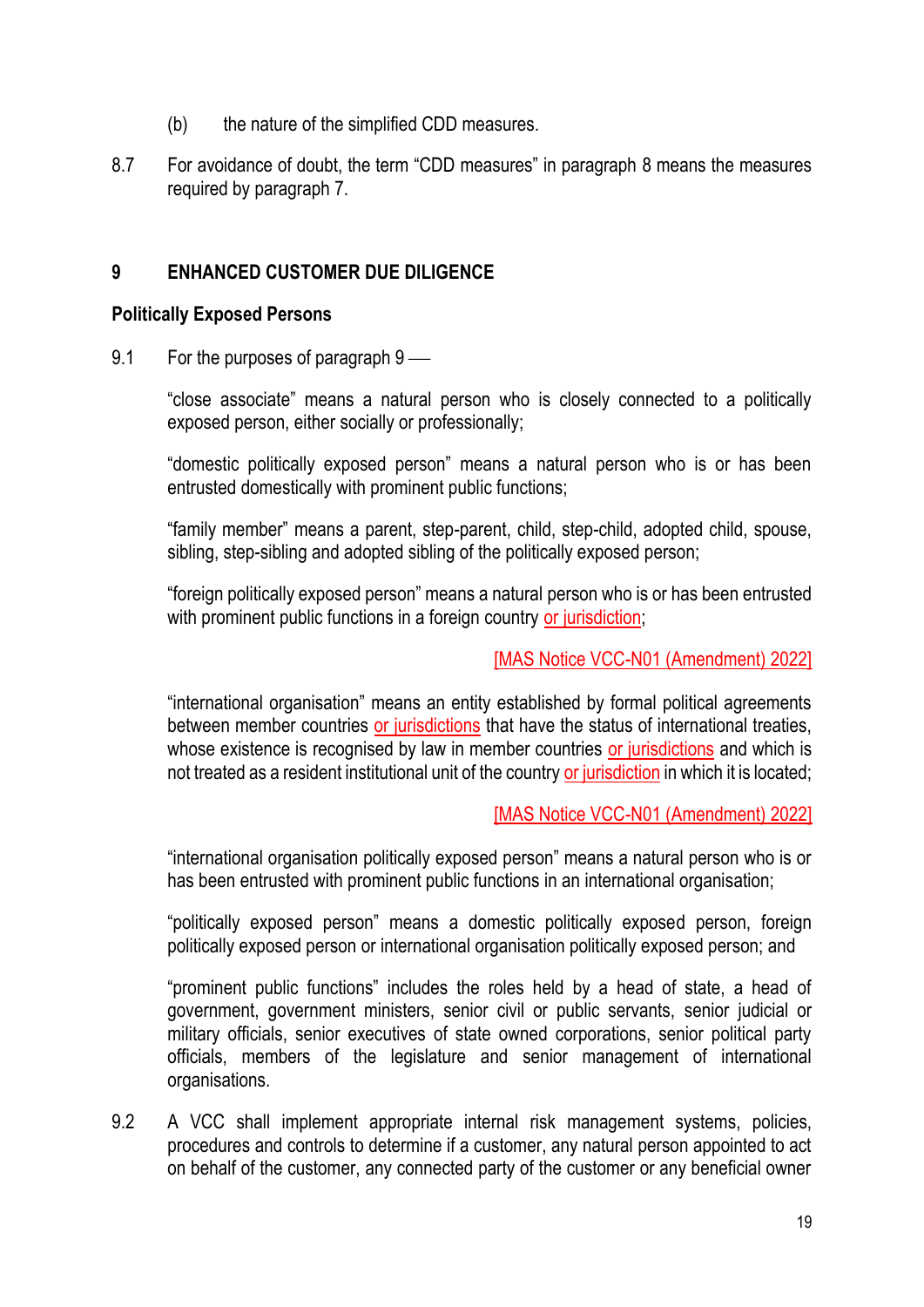(b) the nature of the simplified CDD measures.

8.7 For avoidance of doubt, the term "CDD measures" in paragraph 8 means the measures required by paragraph 7.

## 9 ENHANCED CUSTOMER DUE DILIGENCE

### Politically Exposed Persons

9.1 For the purposes of paragraph 9 —

"close associate" means a natural person who is closely connected to a politically exposed person, either socially or professionally;

"domestic politically exposed person" means a natural person who is or has been entrusted domestically with prominent public functions;

"family member" means a parent, step-parent, child, step-child, adopted child, spouse, sibling, step-sibling and adopted sibling of the politically exposed person;

"foreign politically exposed person" means a natural person who is or has been entrusted with prominent public functions in a foreign country or jurisdiction;

[MAS Notice VCC-N01 (Amendment) 2022]

"international organisation" means an entity established by formal political agreements between member countries or jurisdictions that have the status of international treaties, whose existence is recognised by law in member countries or jurisdictions and which is not treated as a resident institutional unit of the country or jurisdiction in which it is located;

[MAS Notice VCC-N01 (Amendment) 2022]

"international organisation politically exposed person" means a natural person who is or has been entrusted with prominent public functions in an international organisation;

"politically exposed person" means a domestic politically exposed person, foreign politically exposed person or international organisation politically exposed person; and

"prominent public functions" includes the roles held by a head of state, a head of government, government ministers, senior civil or public servants, senior judicial or military officials, senior executives of state owned corporations, senior political party officials, members of the legislature and senior management of international organisations.

9.2 A VCC shall implement appropriate internal risk management systems, policies, procedures and controls to determine if a customer, any natural person appointed to act on behalf of the customer, any connected party of the customer or any beneficial owner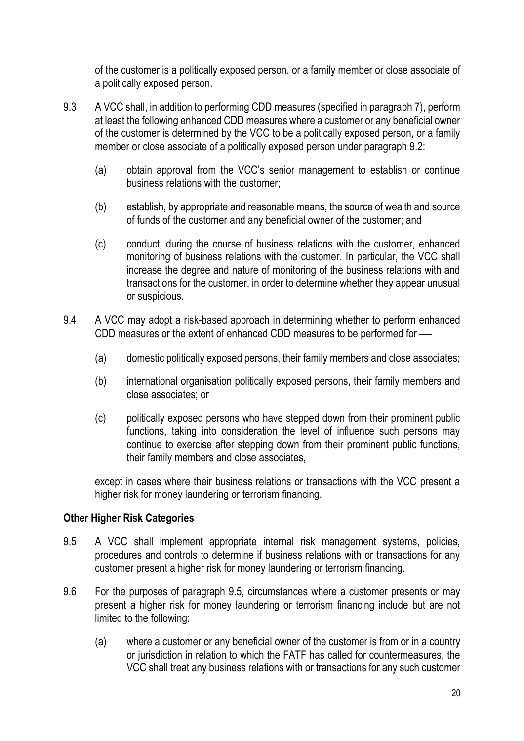of the customer is a politically exposed person, or a family member or close associate of a politically exposed person.

9.3 A VCC shall, in addition to performing CDD measures (specified in paragraph 7), perform at least the following enhanced CDD measures where a customer or any beneficial owner of the customer is determined by the VCC to be a politically exposed person, or a family member or close associate of a politically exposed person under paragraph 9.2:

(a) obtain approval from the VCC's senior management to establish or continue business relations with the customer;

(b) establish, by appropriate and reasonable means, the source of wealth and source of funds of the customer and any beneficial owner of the customer; and

(c) conduct, during the course of business relations with the customer, enhanced monitoring of business relations with the customer. In particular, the VCC shall increase the degree and nature of monitoring of the business relations with and transactions for the customer, in order to determine whether they appear unusual or suspicious.

9.4 A VCC may adopt a risk-based approach in determining whether to perform enhanced CDD measures or the extent of enhanced CDD measures to be performed for ––

(a) domestic politically exposed persons, their family members and close associates;

(b) international organisation politically exposed persons, their family members and close associates; or

(c) politically exposed persons who have stepped down from their prominent public functions, taking into consideration the level of influence such persons may continue to exercise after stepping down from their prominent public functions, their family members and close associates,

except in cases where their business relations or transactions with the VCC present a higher risk for money laundering or terrorism financing.

**Other Higher Risk Categories**

9.5 A VCC shall implement appropriate internal risk management systems, policies, procedures and controls to determine if business relations with or transactions for any customer present a higher risk for money laundering or terrorism financing.

9.6 For the purposes of paragraph 9.5, circumstances where a customer presents or may present a higher risk for money laundering or terrorism financing include but are not limited to the following:

(a) where a customer or any beneficial owner of the customer is from or in a country or jurisdiction in relation to which the FATF has called for countermeasures, the VCC shall treat any business relations with or transactions for any such customer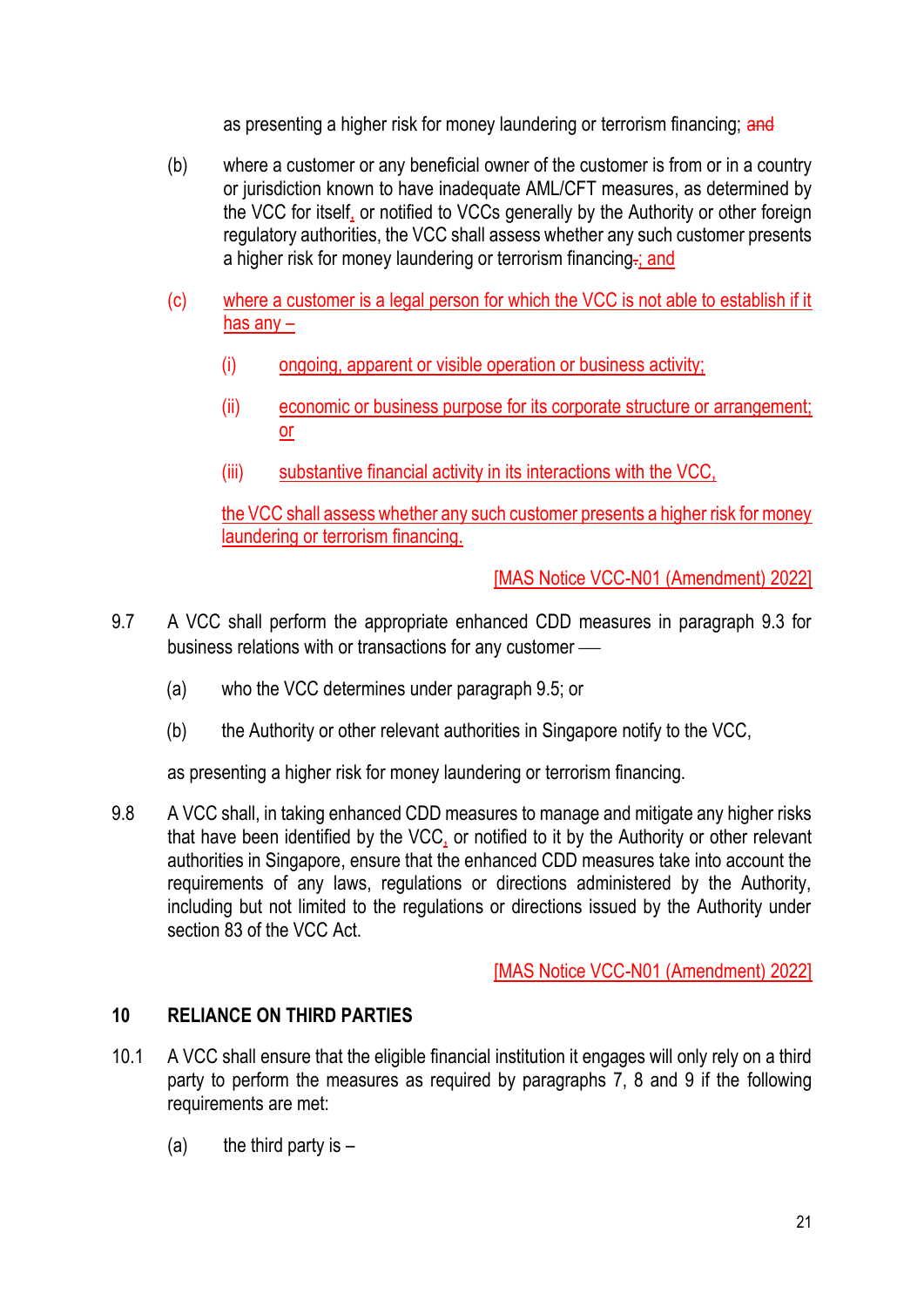as presenting a higher risk for money laundering or terrorism financing; and

(b) where a customer or any beneficial owner of the customer is from or in a country or jurisdiction known to have inadequate AML/CFT measures, as determined by the VCC for itself, or notified to VCCs generally by the Authority or other foreign regulatory authorities, the VCC shall assess whether any such customer presents a higher risk for money laundering or terrorism financing.; and

(c) where a customer is a legal person for which the VCC is not able to establish if it has any –

(i) ongoing, apparent or visible operation or business activity;

(ii) economic or business purpose for its corporate structure or arrangement; or

(iii) substantive financial activity in its interactions with the VCC,

the VCC shall assess whether any such customer presents a higher risk for money laundering or terrorism financing.

[MAS Notice VCC-N01 (Amendment) 2022]

9.7 A VCC shall perform the appropriate enhanced CDD measures in paragraph 9.3 for business relations with or transactions for any customer —

(a) who the VCC determines under paragraph 9.5; or

(b) the Authority or other relevant authorities in Singapore notify to the VCC,

as presenting a higher risk for money laundering or terrorism financing.

9.8 A VCC shall, in taking enhanced CDD measures to manage and mitigate any higher risks that have been identified by the VCC, or notified to it by the Authority or other relevant authorities in Singapore, ensure that the enhanced CDD measures take into account the requirements of any laws, regulations or directions administered by the Authority, including but not limited to the regulations or directions issued by the Authority under section 83 of the VCC Act.

[MAS Notice VCC-N01 (Amendment) 2022]

## 10 RELIANCE ON THIRD PARTIES

10.1 A VCC shall ensure that the eligible financial institution it engages will only rely on a third party to perform the measures as required by paragraphs 7, 8 and 9 if the following requirements are met:

(a) the third party is –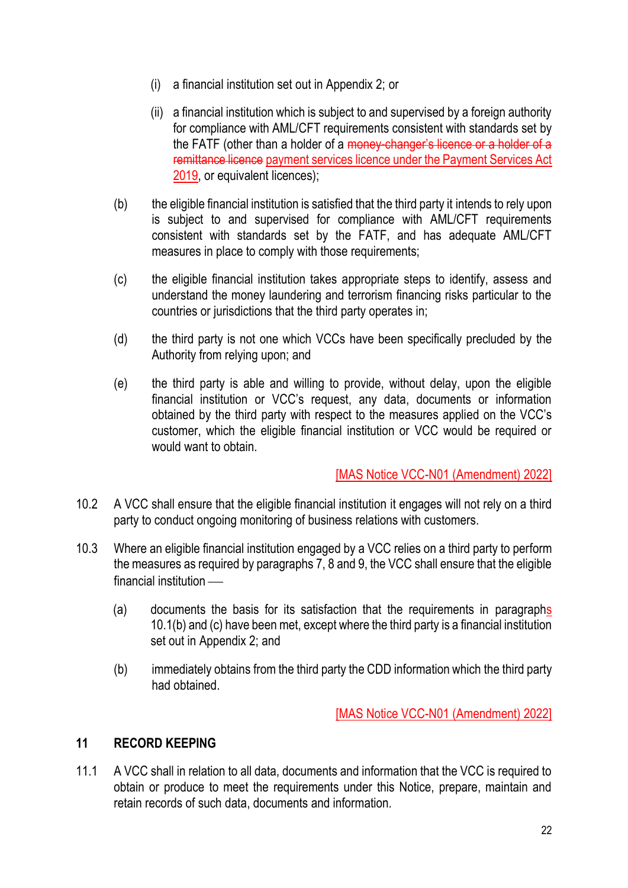(i) a financial institution set out in Appendix 2; or

(ii) a financial institution which is subject to and supervised by a foreign authority for compliance with AML/CFT requirements consistent with standards set by the FATF (other than a holder of a ~~money-changer's licence or a holder of a remittance licence~~ payment services licence under the Payment Services Act 2019, or equivalent licences);

(b) the eligible financial institution is satisfied that the third party it intends to rely upon is subject to and supervised for compliance with AML/CFT requirements consistent with standards set by the FATF, and has adequate AML/CFT measures in place to comply with those requirements;

(c) the eligible financial institution takes appropriate steps to identify, assess and understand the money laundering and terrorism financing risks particular to the countries or jurisdictions that the third party operates in;

(d) the third party is not one which VCCs have been specifically precluded by the Authority from relying upon; and

(e) the third party is able and willing to provide, without delay, upon the eligible financial institution or VCC's request, any data, documents or information obtained by the third party with respect to the measures applied on the VCC's customer, which the eligible financial institution or VCC would be required or would want to obtain.

[MAS Notice VCC-N01 (Amendment) 2022]

10.2 A VCC shall ensure that the eligible financial institution it engages will not rely on a third party to conduct ongoing monitoring of business relations with customers.

10.3 Where an eligible financial institution engaged by a VCC relies on a third party to perform the measures as required by paragraphs 7, 8 and 9, the VCC shall ensure that the eligible financial institution —

(a) documents the basis for its satisfaction that the requirements in paragraphs 10.1(b) and (c) have been met, except where the third party is a financial institution set out in Appendix 2; and

(b) immediately obtains from the third party the CDD information which the third party had obtained.

[MAS Notice VCC-N01 (Amendment) 2022]

## 11 RECORD KEEPING

11.1 A VCC shall in relation to all data, documents and information that the VCC is required to obtain or produce to meet the requirements under this Notice, prepare, maintain and retain records of such data, documents and information.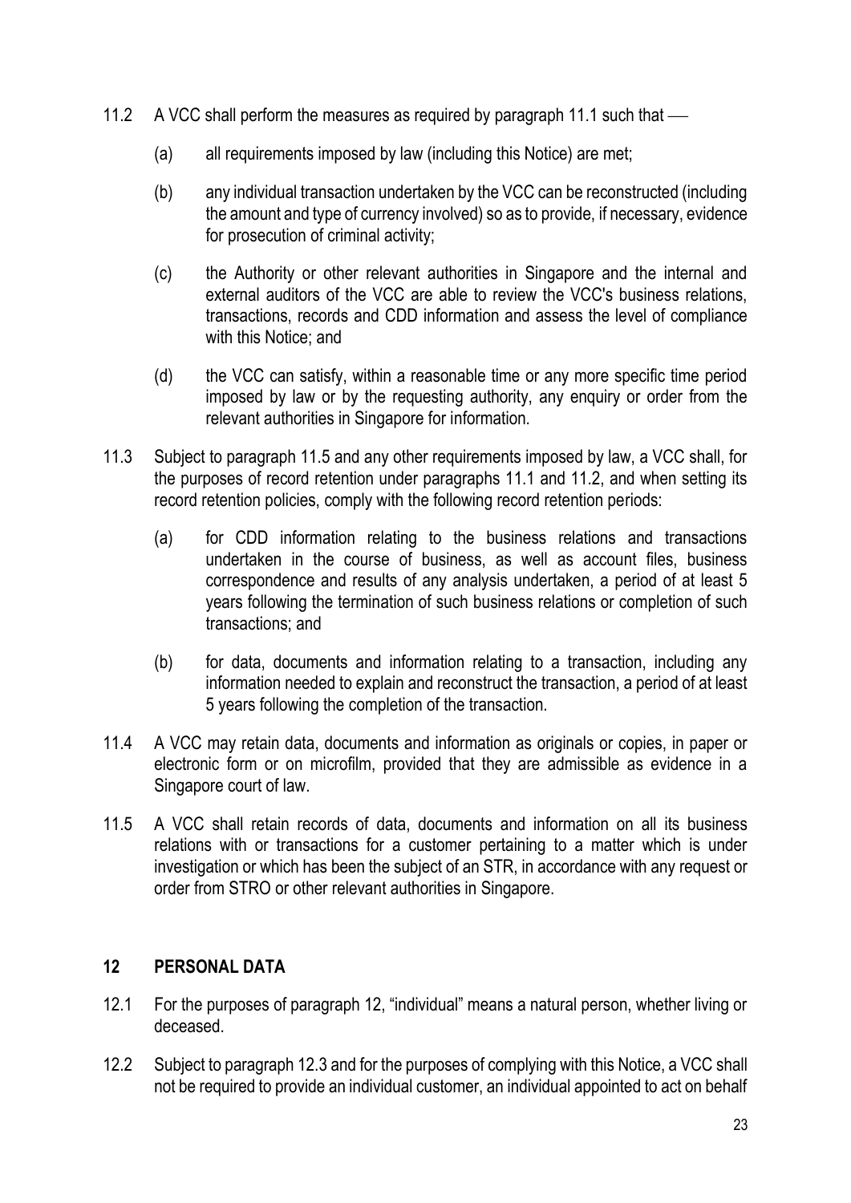11.2 A VCC shall perform the measures as required by paragraph 11.1 such that —

(a) all requirements imposed by law (including this Notice) are met;

(b) any individual transaction undertaken by the VCC can be reconstructed (including the amount and type of currency involved) so as to provide, if necessary, evidence for prosecution of criminal activity;

(c) the Authority or other relevant authorities in Singapore and the internal and external auditors of the VCC are able to review the VCC's business relations, transactions, records and CDD information and assess the level of compliance with this Notice; and

(d) the VCC can satisfy, within a reasonable time or any more specific time period imposed by law or by the requesting authority, any enquiry or order from the relevant authorities in Singapore for information.

11.3 Subject to paragraph 11.5 and any other requirements imposed by law, a VCC shall, for the purposes of record retention under paragraphs 11.1 and 11.2, and when setting its record retention policies, comply with the following record retention periods:

(a) for CDD information relating to the business relations and transactions undertaken in the course of business, as well as account files, business correspondence and results of any analysis undertaken, a period of at least 5 years following the termination of such business relations or completion of such transactions; and

(b) for data, documents and information relating to a transaction, including any information needed to explain and reconstruct the transaction, a period of at least 5 years following the completion of the transaction.

11.4 A VCC may retain data, documents and information as originals or copies, in paper or electronic form or on microfilm, provided that they are admissible as evidence in a Singapore court of law.

11.5 A VCC shall retain records of data, documents and information on all its business relations with or transactions for a customer pertaining to a matter which is under investigation or which has been the subject of an STR, in accordance with any request or order from STRO or other relevant authorities in Singapore.

## 12 PERSONAL DATA

12.1 For the purposes of paragraph 12, "individual" means a natural person, whether living or deceased.

12.2 Subject to paragraph 12.3 and for the purposes of complying with this Notice, a VCC shall not be required to provide an individual customer, an individual appointed to act on behalf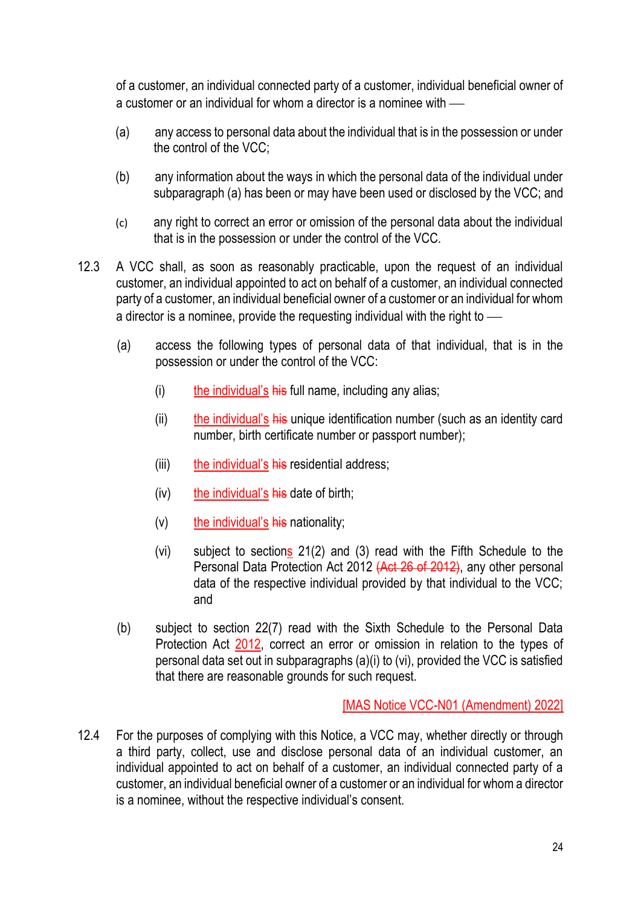of a customer, an individual connected party of a customer, individual beneficial owner of a customer or an individual for whom a director is a nominee with —

(a) any access to personal data about the individual that is in the possession or under the control of the VCC;

(b) any information about the ways in which the personal data of the individual under subparagraph (a) has been or may have been used or disclosed by the VCC; and

(c) any right to correct an error or omission of the personal data about the individual that is in the possession or under the control of the VCC.

12.3 A VCC shall, as soon as reasonably practicable, upon the request of an individual customer, an individual appointed to act on behalf of a customer, an individual connected party of a customer, an individual beneficial owner of a customer or an individual for whom a director is a nominee, provide the requesting individual with the right to —

(a) access the following types of personal data of that individual, that is in the possession or under the control of the VCC:

(i) the individual's ~~his~~ full name, including any alias;

(ii) the individual's ~~his~~ unique identification number (such as an identity card number, birth certificate number or passport number);

(iii) the individual's ~~his~~ residential address;

(iv) the individual's ~~his~~ date of birth;

(v) the individual's ~~his~~ nationality;

(vi) subject to sections 21(2) and (3) read with the Fifth Schedule to the Personal Data Protection Act 2012 ~~(Act 26 of 2012)~~, any other personal data of the respective individual provided by that individual to the VCC; and

(b) subject to section 22(7) read with the Sixth Schedule to the Personal Data Protection Act 2012, correct an error or omission in relation to the types of personal data set out in subparagraphs (a)(i) to (vi), provided the VCC is satisfied that there are reasonable grounds for such request.

[MAS Notice VCC-N01 (Amendment) 2022]

12.4 For the purposes of complying with this Notice, a VCC may, whether directly or through a third party, collect, use and disclose personal data of an individual customer, an individual appointed to act on behalf of a customer, an individual connected party of a customer, an individual beneficial owner of a customer or an individual for whom a director is a nominee, without the respective individual's consent.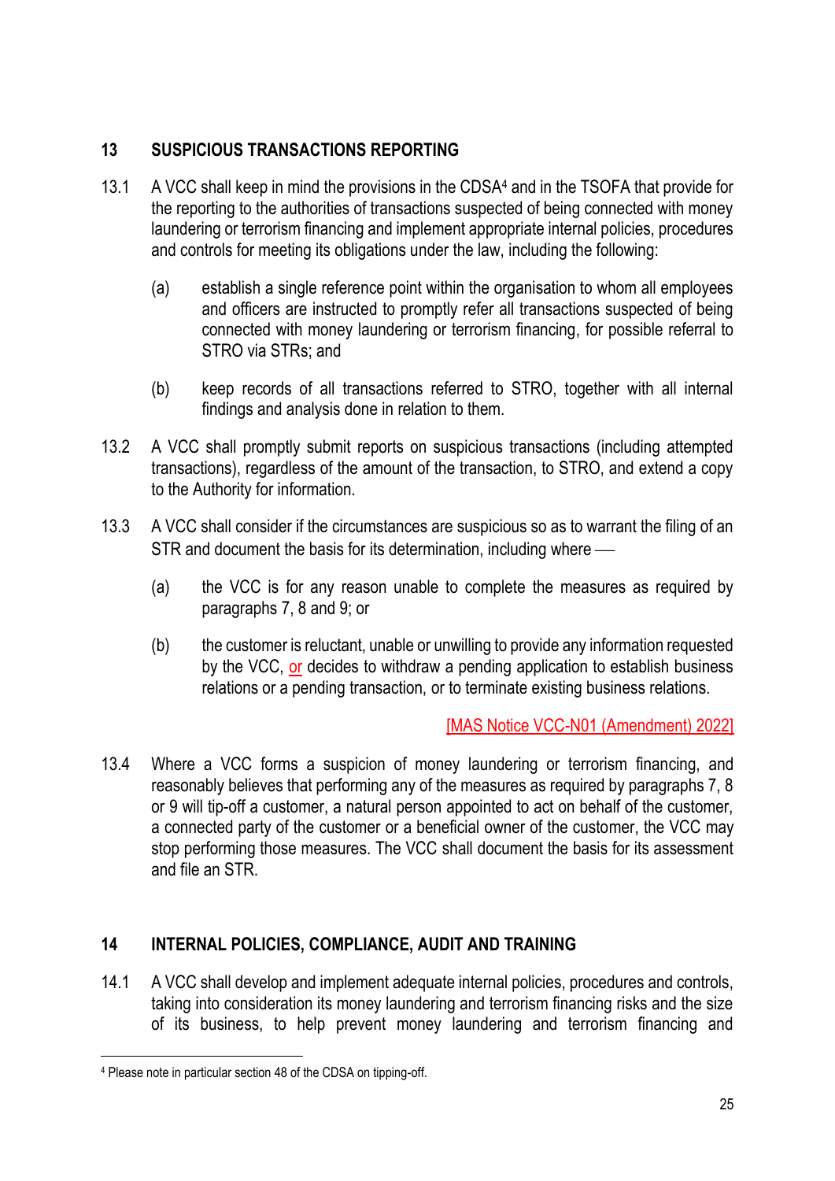## 13 SUSPICIOUS TRANSACTIONS REPORTING

13.1 A VCC shall keep in mind the provisions in the CDSA[4] and in the TSOFA that provide for the reporting to the authorities of transactions suspected of being connected with money laundering or terrorism financing and implement appropriate internal policies, procedures and controls for meeting its obligations under the law, including the following:

(a) establish a single reference point within the organisation to whom all employees and officers are instructed to promptly refer all transactions suspected of being connected with money laundering or terrorism financing, for possible referral to STRO via STRs; and

(b) keep records of all transactions referred to STRO, together with all internal findings and analysis done in relation to them.

13.2 A VCC shall promptly submit reports on suspicious transactions (including attempted transactions), regardless of the amount of the transaction, to STRO, and extend a copy to the Authority for information.

13.3 A VCC shall consider if the circumstances are suspicious so as to warrant the filing of an STR and document the basis for its determination, including where —

(a) the VCC is for any reason unable to complete the measures as required by paragraphs 7, 8 and 9; or

(b) the customer is reluctant, unable or unwilling to provide any information requested by the VCC, or decides to withdraw a pending application to establish business relations or a pending transaction, or to terminate existing business relations.

[MAS Notice VCC-N01 (Amendment) 2022]

13.4 Where a VCC forms a suspicion of money laundering or terrorism financing, and reasonably believes that performing any of the measures as required by paragraphs 7, 8 or 9 will tip-off a customer, a natural person appointed to act on behalf of the customer, a connected party of the customer or a beneficial owner of the customer, the VCC may stop performing those measures. The VCC shall document the basis for its assessment and file an STR.

## 14 INTERNAL POLICIES, COMPLIANCE, AUDIT AND TRAINING

14.1 A VCC shall develop and implement adequate internal policies, procedures and controls, taking into consideration its money laundering and terrorism financing risks and the size of its business, to help prevent money laundering and terrorism financing and

---

[4] Please note in particular section 48 of the CDSA on tipping-off.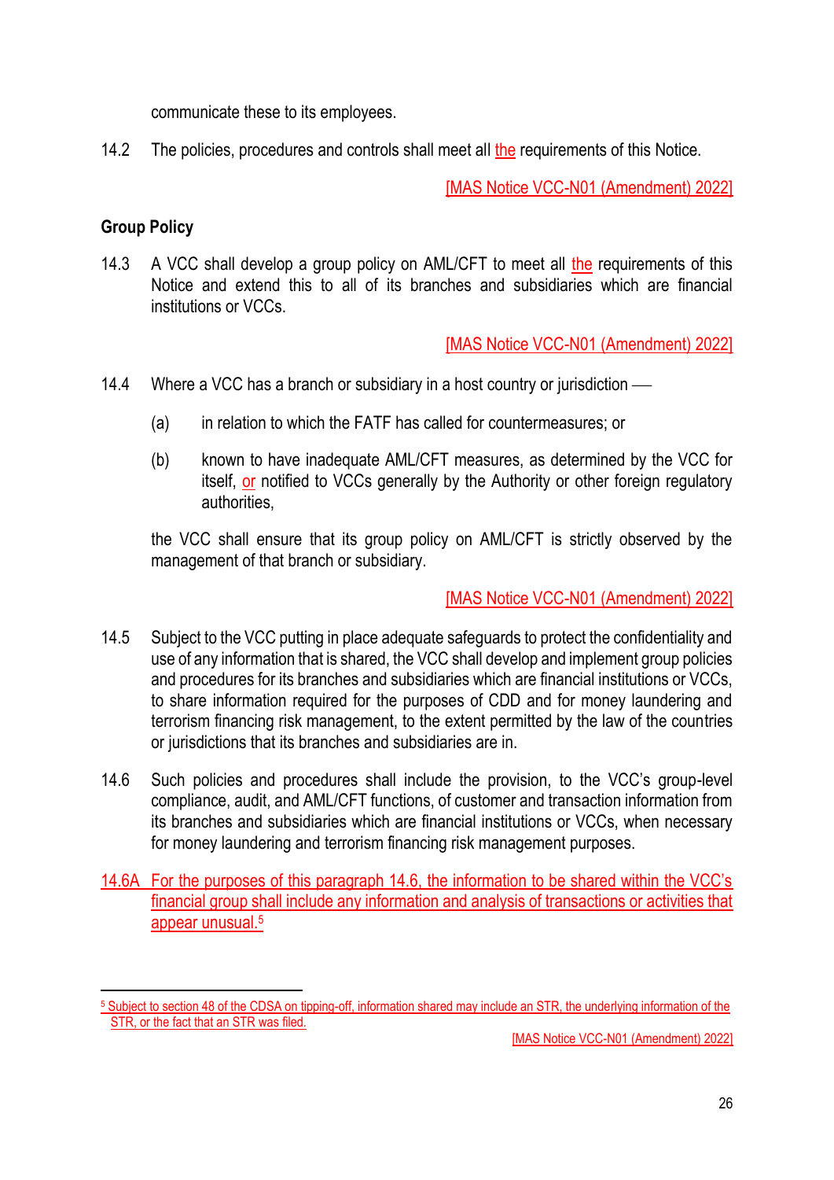communicate these to its employees.

14.2 The policies, procedures and controls shall meet all the requirements of this Notice.

[MAS Notice VCC-N01 (Amendment) 2022]

**Group Policy**

14.3 A VCC shall develop a group policy on AML/CFT to meet all the requirements of this Notice and extend this to all of its branches and subsidiaries which are financial institutions or VCCs.

[MAS Notice VCC-N01 (Amendment) 2022]

14.4 Where a VCC has a branch or subsidiary in a host country or jurisdiction —

(a) in relation to which the FATF has called for countermeasures; or

(b) known to have inadequate AML/CFT measures, as determined by the VCC for itself, or notified to VCCs generally by the Authority or other foreign regulatory authorities,

the VCC shall ensure that its group policy on AML/CFT is strictly observed by the management of that branch or subsidiary.

[MAS Notice VCC-N01 (Amendment) 2022]

14.5 Subject to the VCC putting in place adequate safeguards to protect the confidentiality and use of any information that is shared, the VCC shall develop and implement group policies and procedures for its branches and subsidiaries which are financial institutions or VCCs, to share information required for the purposes of CDD and for money laundering and terrorism financing risk management, to the extent permitted by the law of the countries or jurisdictions that its branches and subsidiaries are in.

14.6 Such policies and procedures shall include the provision, to the VCC's group-level compliance, audit, and AML/CFT functions, of customer and transaction information from its branches and subsidiaries which are financial institutions or VCCs, when necessary for money laundering and terrorism financing risk management purposes.

14.6A For the purposes of this paragraph 14.6, the information to be shared within the VCC's financial group shall include any information and analysis of transactions or activities that appear unusual.[5]

---

[5] Subject to section 48 of the CDSA on tipping-off, information shared may include an STR, the underlying information of the STR, or the fact that an STR was filed.

[MAS Notice VCC-N01 (Amendment) 2022]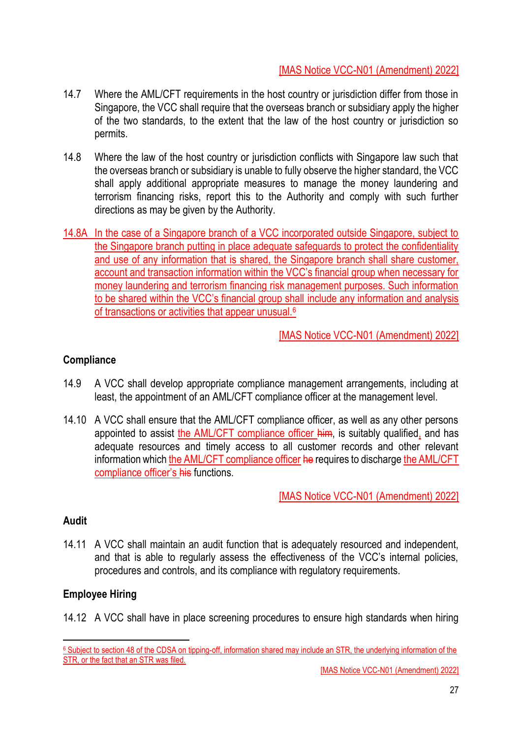[MAS Notice VCC-N01 (Amendment) 2022]

14.7 Where the AML/CFT requirements in the host country or jurisdiction differ from those in Singapore, the VCC shall require that the overseas branch or subsidiary apply the higher of the two standards, to the extent that the law of the host country or jurisdiction so permits.

14.8 Where the law of the host country or jurisdiction conflicts with Singapore law such that the overseas branch or subsidiary is unable to fully observe the higher standard, the VCC shall apply additional appropriate measures to manage the money laundering and terrorism financing risks, report this to the Authority and comply with such further directions as may be given by the Authority.

14.8A In the case of a Singapore branch of a VCC incorporated outside Singapore, subject to the Singapore branch putting in place adequate safeguards to protect the confidentiality and use of any information that is shared, the Singapore branch shall share customer, account and transaction information within the VCC's financial group when necessary for money laundering and terrorism financing risk management purposes. Such information to be shared within the VCC's financial group shall include any information and analysis of transactions or activities that appear unusual.[6]

[MAS Notice VCC-N01 (Amendment) 2022]

**Compliance**

14.9 A VCC shall develop appropriate compliance management arrangements, including at least, the appointment of an AML/CFT compliance officer at the management level.

14.10 A VCC shall ensure that the AML/CFT compliance officer, as well as any other persons appointed to assist the AML/CFT compliance officer ~~him~~, is suitably qualified, and has adequate resources and timely access to all customer records and other relevant information which the AML/CFT compliance officer ~~he~~ requires to discharge the AML/CFT compliance officer's ~~his~~ functions.

[MAS Notice VCC-N01 (Amendment) 2022]

**Audit**

14.11 A VCC shall maintain an audit function that is adequately resourced and independent, and that is able to regularly assess the effectiveness of the VCC's internal policies, procedures and controls, and its compliance with regulatory requirements.

**Employee Hiring**

14.12 A VCC shall have in place screening procedures to ensure high standards when hiring

---

[6] Subject to section 48 of the CDSA on tipping-off, information shared may include an STR, the underlying information of the STR, or the fact that an STR was filed.

[MAS Notice VCC-N01 (Amendment) 2022]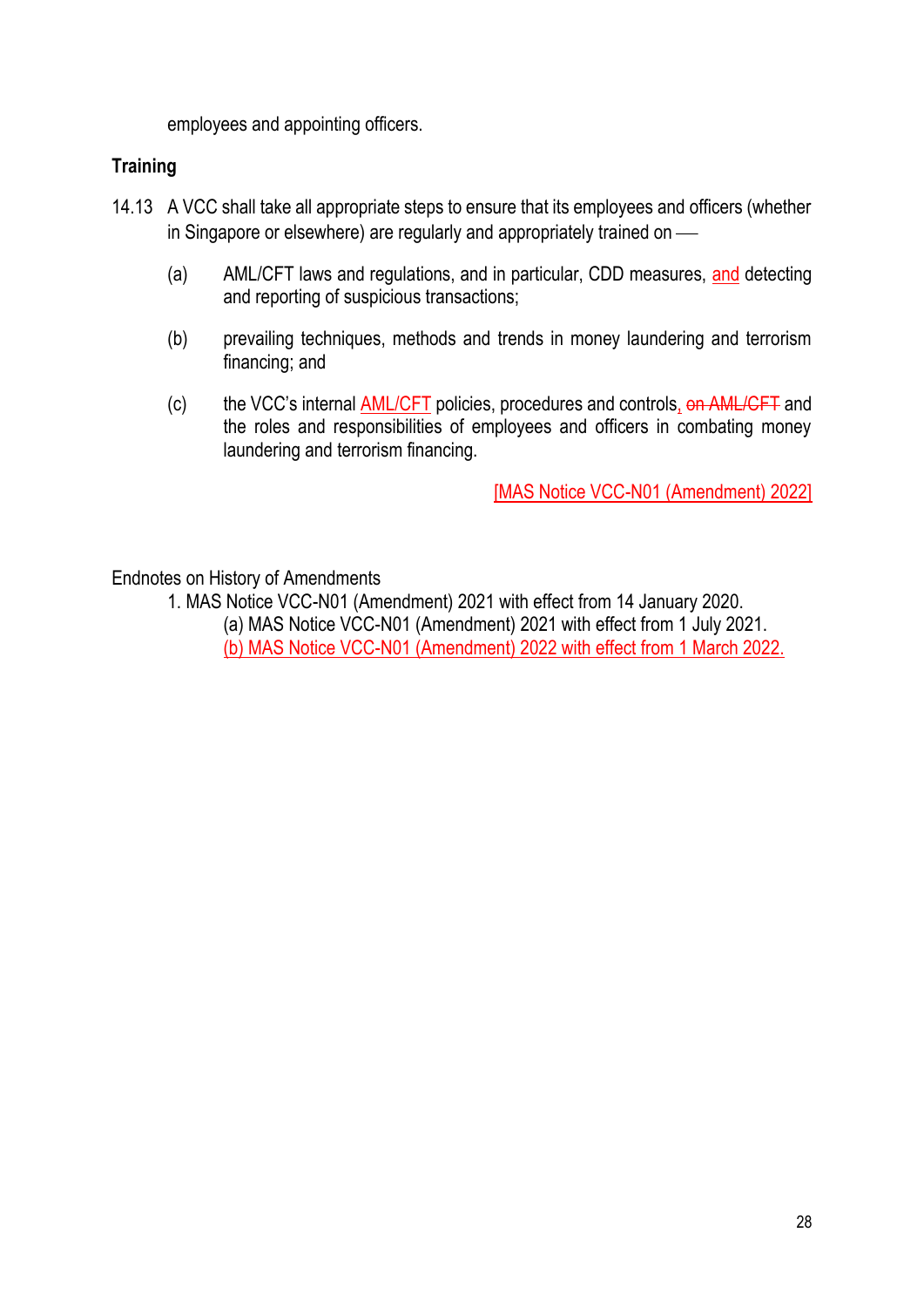employees and appointing officers.

**Training**

14.13 A VCC shall take all appropriate steps to ensure that its employees and officers (whether in Singapore or elsewhere) are regularly and appropriately trained on —

(a) AML/CFT laws and regulations, and in particular, CDD measures, and detecting and reporting of suspicious transactions;

(b) prevailing techniques, methods and trends in money laundering and terrorism financing; and

(c) the VCC's internal AML/CFT policies, procedures and controls, ~~on AML/CFT~~ and the roles and responsibilities of employees and officers in combating money laundering and terrorism financing.

[MAS Notice VCC-N01 (Amendment) 2022]

Endnotes on History of Amendments

1. MAS Notice VCC-N01 (Amendment) 2021 with effect from 14 January 2020.
    (a) MAS Notice VCC-N01 (Amendment) 2021 with effect from 1 July 2021.
    (b) MAS Notice VCC-N01 (Amendment) 2022 with effect from 1 March 2022.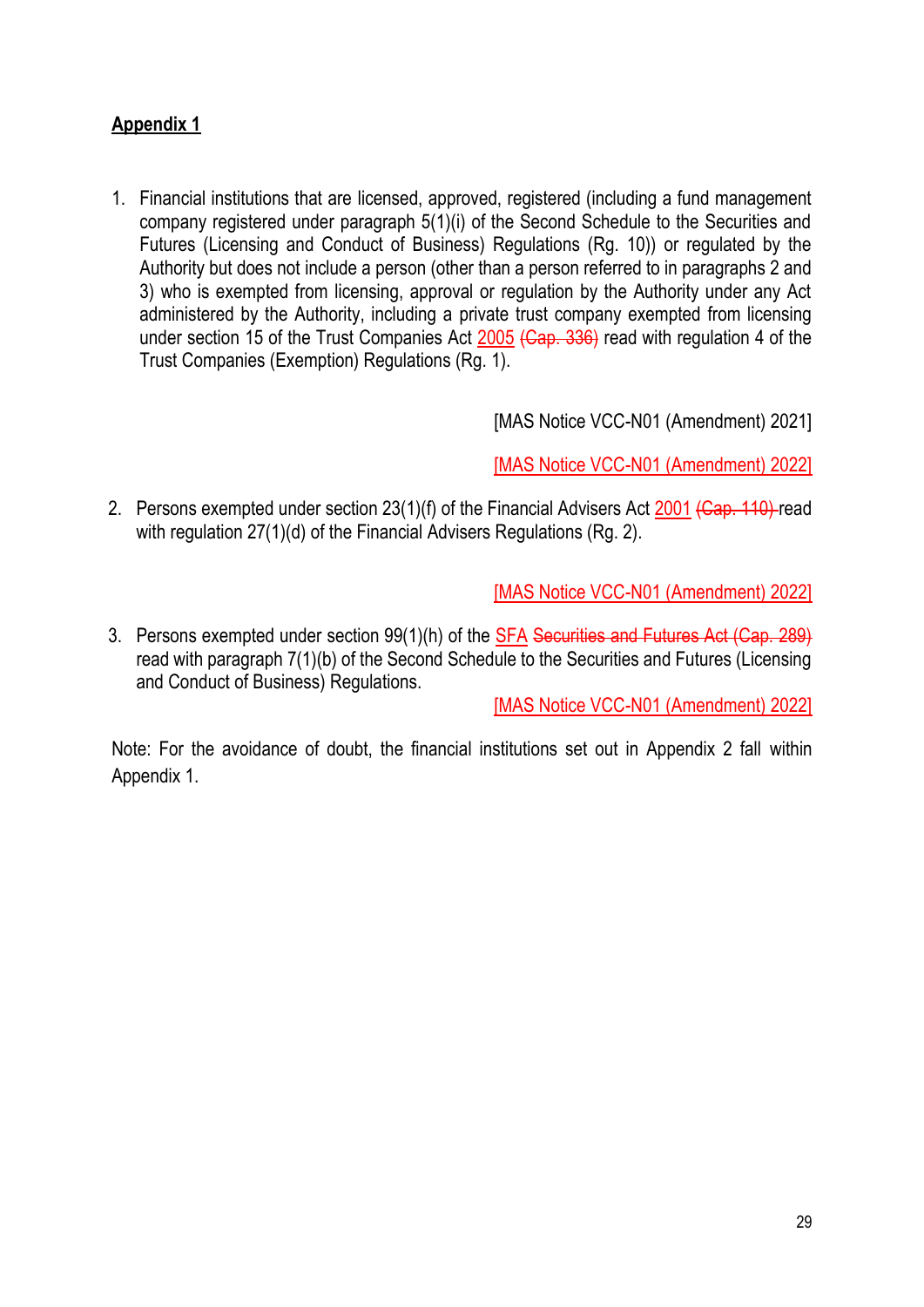**Appendix 1**

1. Financial institutions that are licensed, approved, registered (including a fund management company registered under paragraph 5(1)(i) of the Second Schedule to the Securities and Futures (Licensing and Conduct of Business) Regulations (Rg. 10)) or regulated by the Authority but does not include a person (other than a person referred to in paragraphs 2 and 3) who is exempted from licensing, approval or regulation by the Authority under any Act administered by the Authority, including a private trust company exempted from licensing under section 15 of the Trust Companies Act 2005 ~~(Cap. 336)~~ read with regulation 4 of the Trust Companies (Exemption) Regulations (Rg. 1).

   [MAS Notice VCC-N01 (Amendment) 2021]

   [MAS Notice VCC-N01 (Amendment) 2022]

2. Persons exempted under section 23(1)(f) of the Financial Advisers Act 2001 ~~(Cap. 110)~~ read with regulation 27(1)(d) of the Financial Advisers Regulations (Rg. 2).

   [MAS Notice VCC-N01 (Amendment) 2022]

3. Persons exempted under section 99(1)(h) of the SFA ~~Securities and Futures Act (Cap. 289)~~ read with paragraph 7(1)(b) of the Second Schedule to the Securities and Futures (Licensing and Conduct of Business) Regulations.

   [MAS Notice VCC-N01 (Amendment) 2022]

Note: For the avoidance of doubt, the financial institutions set out in Appendix 2 fall within Appendix 1.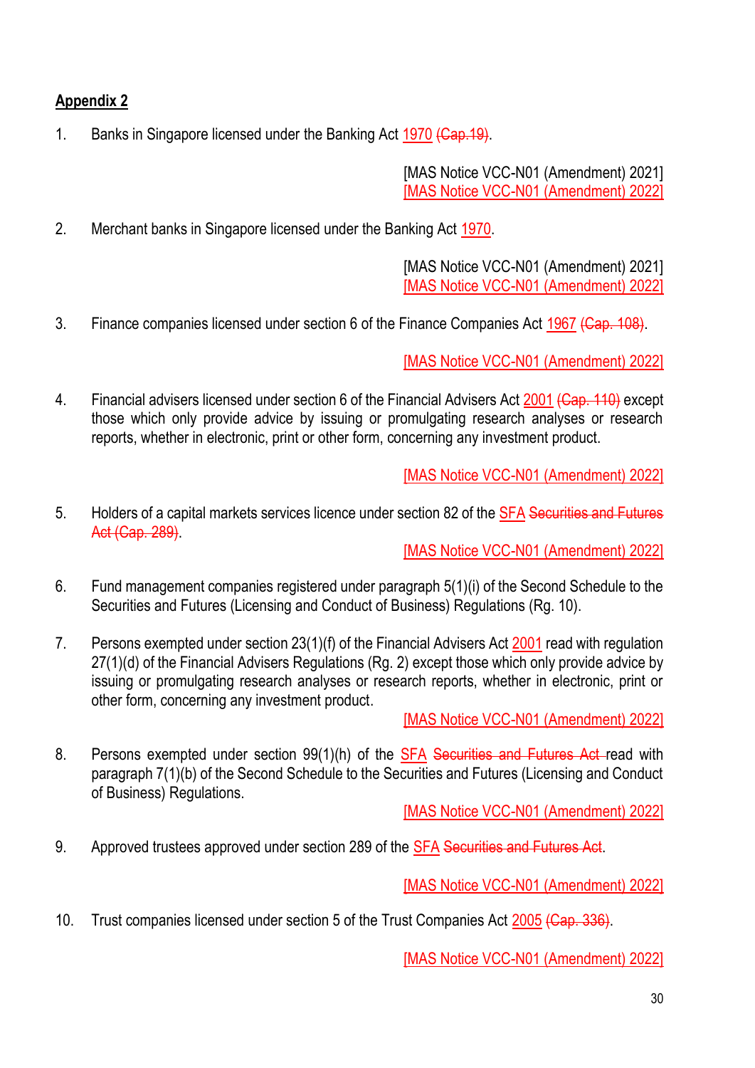**Appendix 2**

1. Banks in Singapore licensed under the Banking Act 1970 (Cap.19).

[MAS Notice VCC-N01 (Amendment) 2021]
[MAS Notice VCC-N01 (Amendment) 2022]

2. Merchant banks in Singapore licensed under the Banking Act 1970.

[MAS Notice VCC-N01 (Amendment) 2021]
[MAS Notice VCC-N01 (Amendment) 2022]

3. Finance companies licensed under section 6 of the Finance Companies Act 1967 (Cap. 108).

[MAS Notice VCC-N01 (Amendment) 2022]

4. Financial advisers licensed under section 6 of the Financial Advisers Act 2001 (Cap. 110) except those which only provide advice by issuing or promulgating research analyses or research reports, whether in electronic, print or other form, concerning any investment product.

[MAS Notice VCC-N01 (Amendment) 2022]

5. Holders of a capital markets services licence under section 82 of the SFA Securities and Futures Act (Cap. 289).

[MAS Notice VCC-N01 (Amendment) 2022]

6. Fund management companies registered under paragraph 5(1)(i) of the Second Schedule to the Securities and Futures (Licensing and Conduct of Business) Regulations (Rg. 10).

7. Persons exempted under section 23(1)(f) of the Financial Advisers Act 2001 read with regulation 27(1)(d) of the Financial Advisers Regulations (Rg. 2) except those which only provide advice by issuing or promulgating research analyses or research reports, whether in electronic, print or other form, concerning any investment product.

[MAS Notice VCC-N01 (Amendment) 2022]

8. Persons exempted under section 99(1)(h) of the SFA Securities and Futures Act read with paragraph 7(1)(b) of the Second Schedule to the Securities and Futures (Licensing and Conduct of Business) Regulations.

[MAS Notice VCC-N01 (Amendment) 2022]

9. Approved trustees approved under section 289 of the SFA Securities and Futures Act.

[MAS Notice VCC-N01 (Amendment) 2022]

10. Trust companies licensed under section 5 of the Trust Companies Act 2005 (Cap. 336).

[MAS Notice VCC-N01 (Amendment) 2022]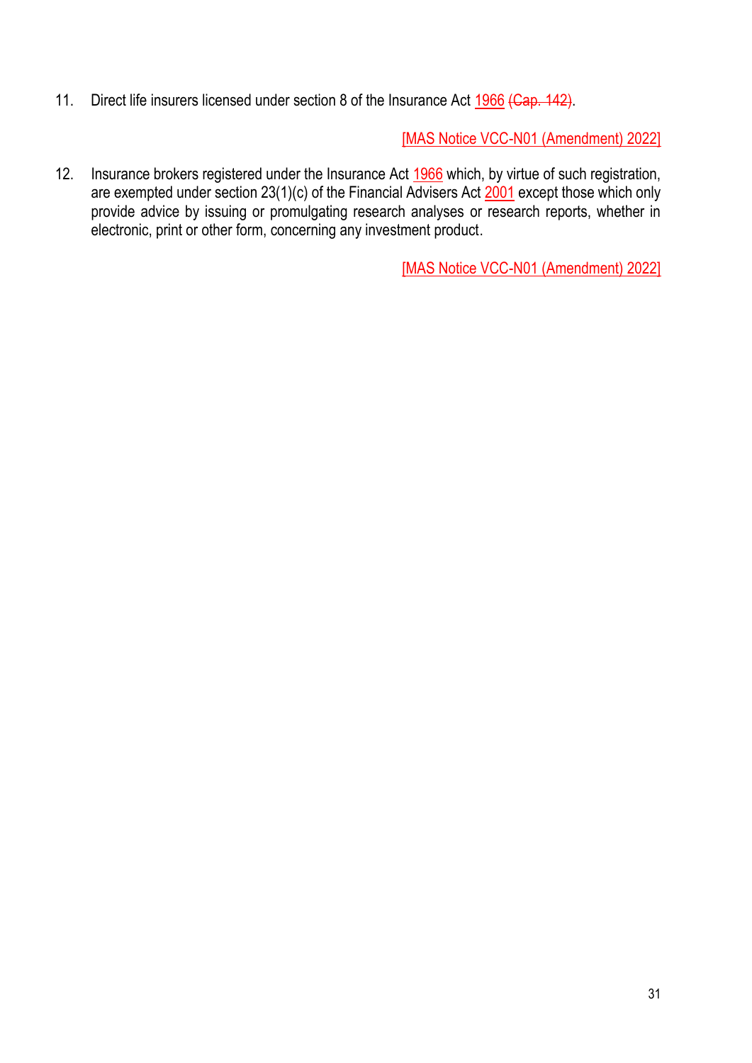11. Direct life insurers licensed under section 8 of the Insurance Act 1966 ~~(Cap. 142)~~.

[MAS Notice VCC-N01 (Amendment) 2022]

12. Insurance brokers registered under the Insurance Act 1966 which, by virtue of such registration, are exempted under section 23(1)(c) of the Financial Advisers Act 2001 except those which only provide advice by issuing or promulgating research analyses or research reports, whether in electronic, print or other form, concerning any investment product.

[MAS Notice VCC-N01 (Amendment) 2022]